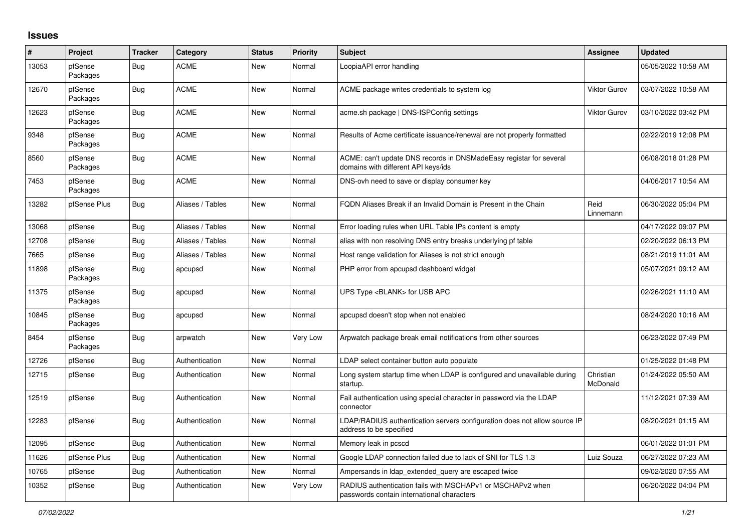## Issues

| # | Project | Tracker | Category | Status | Priority | Subject | Assignee | Updated |
|---|---|---|---|---|---|---|---|---|
| 13053 | pfSense Packages | Bug | ACME | New | Normal | LoopiaAPI error handling | | 05/05/2022 10:58 AM |
| 12670 | pfSense Packages | Bug | ACME | New | Normal | ACME package writes credentials to system log | Viktor Gurov | 03/07/2022 10:58 AM |
| 12623 | pfSense Packages | Bug | ACME | New | Normal | acme.sh package \| DNS-ISPConfig settings | Viktor Gurov | 03/10/2022 03:42 PM |
| 9348 | pfSense Packages | Bug | ACME | New | Normal | Results of Acme certificate issuance/renewal are not properly formatted | | 02/22/2019 12:08 PM |
| 8560 | pfSense Packages | Bug | ACME | New | Normal | ACME: can't update DNS records in DNSMadeEasy registar for several domains with different API keys/ids | | 06/08/2018 01:28 PM |
| 7453 | pfSense Packages | Bug | ACME | New | Normal | DNS-ovh need to save or display consumer key | | 04/06/2017 10:54 AM |
| 13282 | pfSense Plus | Bug | Aliases / Tables | New | Normal | FQDN Aliases Break if an Invalid Domain is Present in the Chain | Reid Linnemann | 06/30/2022 05:04 PM |
| 13068 | pfSense | Bug | Aliases / Tables | New | Normal | Error loading rules when URL Table IPs content is empty | | 04/17/2022 09:07 PM |
| 12708 | pfSense | Bug | Aliases / Tables | New | Normal | alias with non resolving DNS entry breaks underlying pf table | | 02/20/2022 06:13 PM |
| 7665 | pfSense | Bug | Aliases / Tables | New | Normal | Host range validation for Aliases is not strict enough | | 08/21/2019 11:01 AM |
| 11898 | pfSense Packages | Bug | apcupsd | New | Normal | PHP error from apcupsd dashboard widget | | 05/07/2021 09:12 AM |
| 11375 | pfSense Packages | Bug | apcupsd | New | Normal | UPS Type <BLANK> for USB APC | | 02/26/2021 11:10 AM |
| 10845 | pfSense Packages | Bug | apcupsd | New | Normal | apcupsd doesn't stop when not enabled | | 08/24/2020 10:16 AM |
| 8454 | pfSense Packages | Bug | arpwatch | New | Very Low | Arpwatch package break email notifications from other sources | | 06/23/2022 07:49 PM |
| 12726 | pfSense | Bug | Authentication | New | Normal | LDAP select container button auto populate | | 01/25/2022 01:48 PM |
| 12715 | pfSense | Bug | Authentication | New | Normal | Long system startup time when LDAP is configured and unavailable during startup. | Christian McDonald | 01/24/2022 05:50 AM |
| 12519 | pfSense | Bug | Authentication | New | Normal | Fail authentication using special character in password via the LDAP connector | | 11/12/2021 07:39 AM |
| 12283 | pfSense | Bug | Authentication | New | Normal | LDAP/RADIUS authentication servers configuration does not allow source IP address to be specified | | 08/20/2021 01:15 AM |
| 12095 | pfSense | Bug | Authentication | New | Normal | Memory leak in pcscd | | 06/01/2022 01:01 PM |
| 11626 | pfSense Plus | Bug | Authentication | New | Normal | Google LDAP connection failed due to lack of SNI for TLS 1.3 | Luiz Souza | 06/27/2022 07:23 AM |
| 10765 | pfSense | Bug | Authentication | New | Normal | Ampersands in ldap_extended_query are escaped twice | | 09/02/2020 07:55 AM |
| 10352 | pfSense | Bug | Authentication | New | Very Low | RADIUS authentication fails with MSCHAPv1 or MSCHAPv2 when passwords contain international characters | | 06/20/2022 04:04 PM |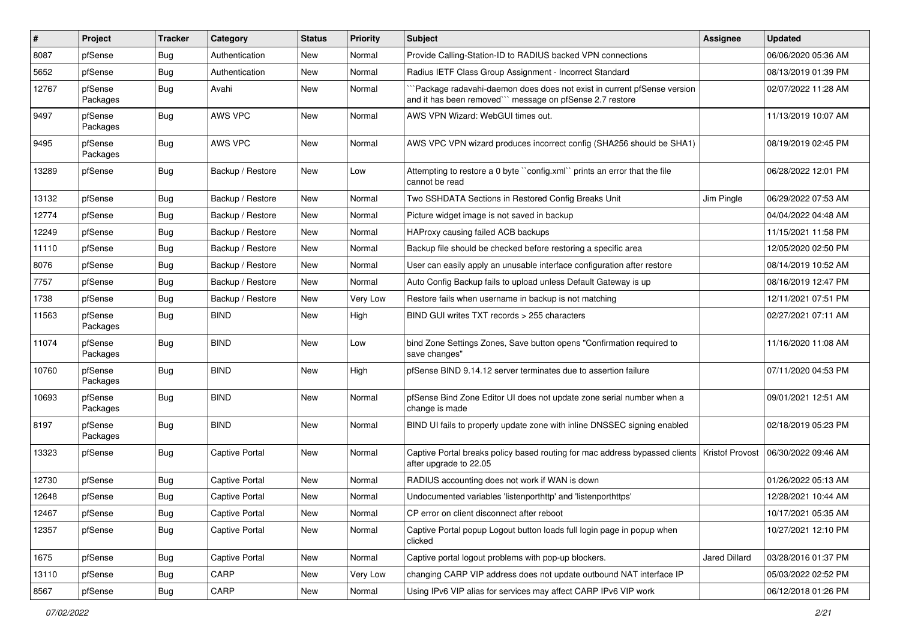| # | Project | Tracker | Category | Status | Priority | Subject | Assignee | Updated |
|---|---|---|---|---|---|---|---|---|
| 8087 | pfSense | Bug | Authentication | New | Normal | Provide Calling-Station-ID to RADIUS backed VPN connections | | 06/06/2020 05:36 AM |
| 5652 | pfSense | Bug | Authentication | New | Normal | Radius IETF Class Group Assignment - Incorrect Standard | | 08/13/2019 01:39 PM |
| 12767 | pfSense Packages | Bug | Avahi | New | Normal | ```Package radavahi-daemon does does not exist in current pfSense version and it has been removed``` message on pfSense 2.7 restore | | 02/07/2022 11:28 AM |
| 9497 | pfSense Packages | Bug | AWS VPC | New | Normal | AWS VPN Wizard: WebGUI times out. | | 11/13/2019 10:07 AM |
| 9495 | pfSense Packages | Bug | AWS VPC | New | Normal | AWS VPC VPN wizard produces incorrect config (SHA256 should be SHA1) | | 08/19/2019 02:45 PM |
| 13289 | pfSense | Bug | Backup / Restore | New | Low | Attempting to restore a 0 byte ``config.xml`` prints an error that the file cannot be read | | 06/28/2022 12:01 PM |
| 13132 | pfSense | Bug | Backup / Restore | New | Normal | Two SSHDATA Sections in Restored Config Breaks Unit | Jim Pingle | 06/29/2022 07:53 AM |
| 12774 | pfSense | Bug | Backup / Restore | New | Normal | Picture widget image is not saved in backup | | 04/04/2022 04:48 AM |
| 12249 | pfSense | Bug | Backup / Restore | New | Normal | HAProxy causing failed ACB backups | | 11/15/2021 11:58 PM |
| 11110 | pfSense | Bug | Backup / Restore | New | Normal | Backup file should be checked before restoring a specific area | | 12/05/2020 02:50 PM |
| 8076 | pfSense | Bug | Backup / Restore | New | Normal | User can easily apply an unusable interface configuration after restore | | 08/14/2019 10:52 AM |
| 7757 | pfSense | Bug | Backup / Restore | New | Normal | Auto Config Backup fails to upload unless Default Gateway is up | | 08/16/2019 12:47 PM |
| 1738 | pfSense | Bug | Backup / Restore | New | Very Low | Restore fails when username in backup is not matching | | 12/11/2021 07:51 PM |
| 11563 | pfSense Packages | Bug | BIND | New | High | BIND GUI writes TXT records > 255 characters | | 02/27/2021 07:11 AM |
| 11074 | pfSense Packages | Bug | BIND | New | Low | bind Zone Settings Zones, Save button opens "Confirmation required to save changes" | | 11/16/2020 11:08 AM |
| 10760 | pfSense Packages | Bug | BIND | New | High | pfSense BIND 9.14.12 server terminates due to assertion failure | | 07/11/2020 04:53 PM |
| 10693 | pfSense Packages | Bug | BIND | New | Normal | pfSense Bind Zone Editor UI does not update zone serial number when a change is made | | 09/01/2021 12:51 AM |
| 8197 | pfSense Packages | Bug | BIND | New | Normal | BIND UI fails to properly update zone with inline DNSSEC signing enabled | | 02/18/2019 05:23 PM |
| 13323 | pfSense | Bug | Captive Portal | New | Normal | Captive Portal breaks policy based routing for mac address bypassed clients after upgrade to 22.05 | Kristof Provost | 06/30/2022 09:46 AM |
| 12730 | pfSense | Bug | Captive Portal | New | Normal | RADIUS accounting does not work if WAN is down | | 01/26/2022 05:13 AM |
| 12648 | pfSense | Bug | Captive Portal | New | Normal | Undocumented variables 'listenporthttp' and 'listenporthttps' | | 12/28/2021 10:44 AM |
| 12467 | pfSense | Bug | Captive Portal | New | Normal | CP error on client disconnect after reboot | | 10/17/2021 05:35 AM |
| 12357 | pfSense | Bug | Captive Portal | New | Normal | Captive Portal popup Logout button loads full login page in popup when clicked | | 10/27/2021 12:10 PM |
| 1675 | pfSense | Bug | Captive Portal | New | Normal | Captive portal logout problems with pop-up blockers. | Jared Dillard | 03/28/2016 01:37 PM |
| 13110 | pfSense | Bug | CARP | New | Very Low | changing CARP VIP address does not update outbound NAT interface IP | | 05/03/2022 02:52 PM |
| 8567 | pfSense | Bug | CARP | New | Normal | Using IPv6 VIP alias for services may affect CARP IPv6 VIP work | | 06/12/2018 01:26 PM |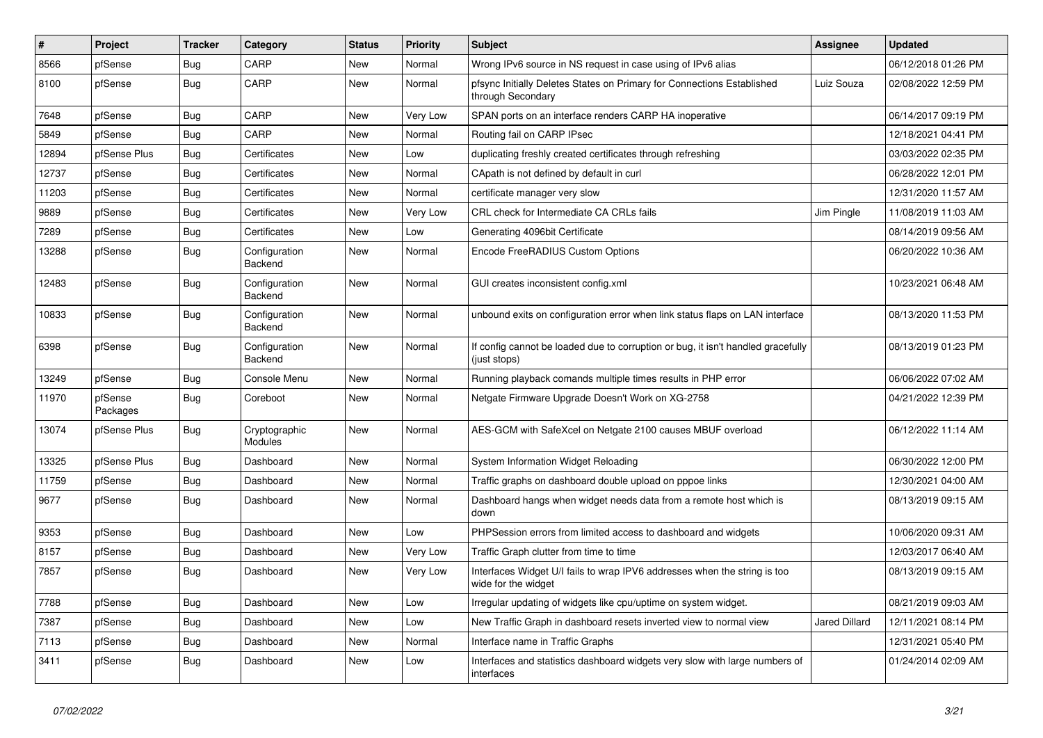| # | Project | Tracker | Category | Status | Priority | Subject | Assignee | Updated |
|---|---|---|---|---|---|---|---|---|
| 8566 | pfSense | Bug | CARP | New | Normal | Wrong IPv6 source in NS request in case using of IPv6 alias | | 06/12/2018 01:26 PM |
| 8100 | pfSense | Bug | CARP | New | Normal | pfsync Initially Deletes States on Primary for Connections Established through Secondary | Luiz Souza | 02/08/2022 12:59 PM |
| 7648 | pfSense | Bug | CARP | New | Very Low | SPAN ports on an interface renders CARP HA inoperative | | 06/14/2017 09:19 PM |
| 5849 | pfSense | Bug | CARP | New | Normal | Routing fail on CARP IPsec | | 12/18/2021 04:41 PM |
| 12894 | pfSense Plus | Bug | Certificates | New | Low | duplicating freshly created certificates through refreshing | | 03/03/2022 02:35 PM |
| 12737 | pfSense | Bug | Certificates | New | Normal | CApath is not defined by default in curl | | 06/28/2022 12:01 PM |
| 11203 | pfSense | Bug | Certificates | New | Normal | certificate manager very slow | | 12/31/2020 11:57 AM |
| 9889 | pfSense | Bug | Certificates | New | Very Low | CRL check for Intermediate CA CRLs fails | Jim Pingle | 11/08/2019 11:03 AM |
| 7289 | pfSense | Bug | Certificates | New | Low | Generating 4096bit Certificate | | 08/14/2019 09:56 AM |
| 13288 | pfSense | Bug | Configuration Backend | New | Normal | Encode FreeRADIUS Custom Options | | 06/20/2022 10:36 AM |
| 12483 | pfSense | Bug | Configuration Backend | New | Normal | GUI creates inconsistent config.xml | | 10/23/2021 06:48 AM |
| 10833 | pfSense | Bug | Configuration Backend | New | Normal | unbound exits on configuration error when link status flaps on LAN interface | | 08/13/2020 11:53 PM |
| 6398 | pfSense | Bug | Configuration Backend | New | Normal | If config cannot be loaded due to corruption or bug, it isn't handled gracefully (just stops) | | 08/13/2019 01:23 PM |
| 13249 | pfSense | Bug | Console Menu | New | Normal | Running playback comands multiple times results in PHP error | | 06/06/2022 07:02 AM |
| 11970 | pfSense Packages | Bug | Coreboot | New | Normal | Netgate Firmware Upgrade Doesn't Work on XG-2758 | | 04/21/2022 12:39 PM |
| 13074 | pfSense Plus | Bug | Cryptographic Modules | New | Normal | AES-GCM with SafeXcel on Netgate 2100 causes MBUF overload | | 06/12/2022 11:14 AM |
| 13325 | pfSense Plus | Bug | Dashboard | New | Normal | System Information Widget Reloading | | 06/30/2022 12:00 PM |
| 11759 | pfSense | Bug | Dashboard | New | Normal | Traffic graphs on dashboard double upload on pppoe links | | 12/30/2021 04:00 AM |
| 9677 | pfSense | Bug | Dashboard | New | Normal | Dashboard hangs when widget needs data from a remote host which is down | | 08/13/2019 09:15 AM |
| 9353 | pfSense | Bug | Dashboard | New | Low | PHPSession errors from limited access to dashboard and widgets | | 10/06/2020 09:31 AM |
| 8157 | pfSense | Bug | Dashboard | New | Very Low | Traffic Graph clutter from time to time | | 12/03/2017 06:40 AM |
| 7857 | pfSense | Bug | Dashboard | New | Very Low | Interfaces Widget U/I fails to wrap IPV6 addresses when the string is too wide for the widget | | 08/13/2019 09:15 AM |
| 7788 | pfSense | Bug | Dashboard | New | Low | Irregular updating of widgets like cpu/uptime on system widget. | | 08/21/2019 09:03 AM |
| 7387 | pfSense | Bug | Dashboard | New | Low | New Traffic Graph in dashboard resets inverted view to normal view | Jared Dillard | 12/11/2021 08:14 PM |
| 7113 | pfSense | Bug | Dashboard | New | Normal | Interface name in Traffic Graphs | | 12/31/2021 05:40 PM |
| 3411 | pfSense | Bug | Dashboard | New | Low | Interfaces and statistics dashboard widgets very slow with large numbers of interfaces | | 01/24/2014 02:09 AM |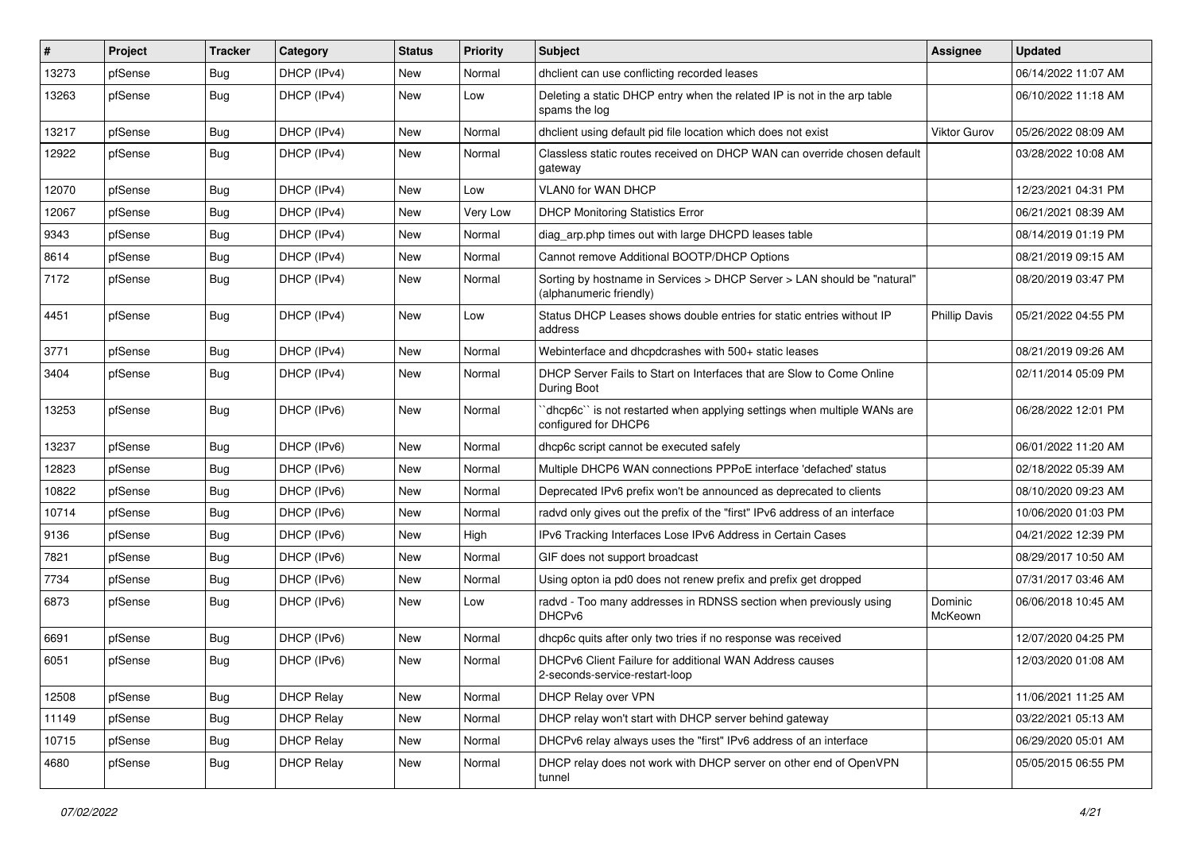| # | Project | Tracker | Category | Status | Priority | Subject | Assignee | Updated |
|---|---|---|---|---|---|---|---|---|
| 13273 | pfSense | Bug | DHCP (IPv4) | New | Normal | dhclient can use conflicting recorded leases | | 06/14/2022 11:07 AM |
| 13263 | pfSense | Bug | DHCP (IPv4) | New | Low | Deleting a static DHCP entry when the related IP is not in the arp table spams the log | | 06/10/2022 11:18 AM |
| 13217 | pfSense | Bug | DHCP (IPv4) | New | Normal | dhclient using default pid file location which does not exist | Viktor Gurov | 05/26/2022 08:09 AM |
| 12922 | pfSense | Bug | DHCP (IPv4) | New | Normal | Classless static routes received on DHCP WAN can override chosen default gateway | | 03/28/2022 10:08 AM |
| 12070 | pfSense | Bug | DHCP (IPv4) | New | Low | VLAN0 for WAN DHCP | | 12/23/2021 04:31 PM |
| 12067 | pfSense | Bug | DHCP (IPv4) | New | Very Low | DHCP Monitoring Statistics Error | | 06/21/2021 08:39 AM |
| 9343 | pfSense | Bug | DHCP (IPv4) | New | Normal | diag_arp.php times out with large DHCPD leases table | | 08/14/2019 01:19 PM |
| 8614 | pfSense | Bug | DHCP (IPv4) | New | Normal | Cannot remove Additional BOOTP/DHCP Options | | 08/21/2019 09:15 AM |
| 7172 | pfSense | Bug | DHCP (IPv4) | New | Normal | Sorting by hostname in Services > DHCP Server > LAN should be "natural" (alphanumeric friendly) | | 08/20/2019 03:47 PM |
| 4451 | pfSense | Bug | DHCP (IPv4) | New | Low | Status DHCP Leases shows double entries for static entries without IP address | Phillip Davis | 05/21/2022 04:55 PM |
| 3771 | pfSense | Bug | DHCP (IPv4) | New | Normal | Webinterface and dhcpdcrashes with 500+ static leases | | 08/21/2019 09:26 AM |
| 3404 | pfSense | Bug | DHCP (IPv4) | New | Normal | DHCP Server Fails to Start on Interfaces that are Slow to Come Online During Boot | | 02/11/2014 05:09 PM |
| 13253 | pfSense | Bug | DHCP (IPv6) | New | Normal | ``dhcp6c`` is not restarted when applying settings when multiple WANs are configured for DHCP6 | | 06/28/2022 12:01 PM |
| 13237 | pfSense | Bug | DHCP (IPv6) | New | Normal | dhcp6c script cannot be executed safely | | 06/01/2022 11:20 AM |
| 12823 | pfSense | Bug | DHCP (IPv6) | New | Normal | Multiple DHCP6 WAN connections PPPoE interface 'defached' status | | 02/18/2022 05:39 AM |
| 10822 | pfSense | Bug | DHCP (IPv6) | New | Normal | Deprecated IPv6 prefix won't be announced as deprecated to clients | | 08/10/2020 09:23 AM |
| 10714 | pfSense | Bug | DHCP (IPv6) | New | Normal | radvd only gives out the prefix of the "first" IPv6 address of an interface | | 10/06/2020 01:03 PM |
| 9136 | pfSense | Bug | DHCP (IPv6) | New | High | IPv6 Tracking Interfaces Lose IPv6 Address in Certain Cases | | 04/21/2022 12:39 PM |
| 7821 | pfSense | Bug | DHCP (IPv6) | New | Normal | GIF does not support broadcast | | 08/29/2017 10:50 AM |
| 7734 | pfSense | Bug | DHCP (IPv6) | New | Normal | Using opton ia pd0 does not renew prefix and prefix get dropped | | 07/31/2017 03:46 AM |
| 6873 | pfSense | Bug | DHCP (IPv6) | New | Low | radvd - Too many addresses in RDNSS section when previously using DHCPv6 | Dominic McKeown | 06/06/2018 10:45 AM |
| 6691 | pfSense | Bug | DHCP (IPv6) | New | Normal | dhcp6c quits after only two tries if no response was received | | 12/07/2020 04:25 PM |
| 6051 | pfSense | Bug | DHCP (IPv6) | New | Normal | DHCPv6 Client Failure for additional WAN Address causes 2-seconds-service-restart-loop | | 12/03/2020 01:08 AM |
| 12508 | pfSense | Bug | DHCP Relay | New | Normal | DHCP Relay over VPN | | 11/06/2021 11:25 AM |
| 11149 | pfSense | Bug | DHCP Relay | New | Normal | DHCP relay won't start with DHCP server behind gateway | | 03/22/2021 05:13 AM |
| 10715 | pfSense | Bug | DHCP Relay | New | Normal | DHCPv6 relay always uses the "first" IPv6 address of an interface | | 06/29/2020 05:01 AM |
| 4680 | pfSense | Bug | DHCP Relay | New | Normal | DHCP relay does not work with DHCP server on other end of OpenVPN tunnel | | 05/05/2015 06:55 PM |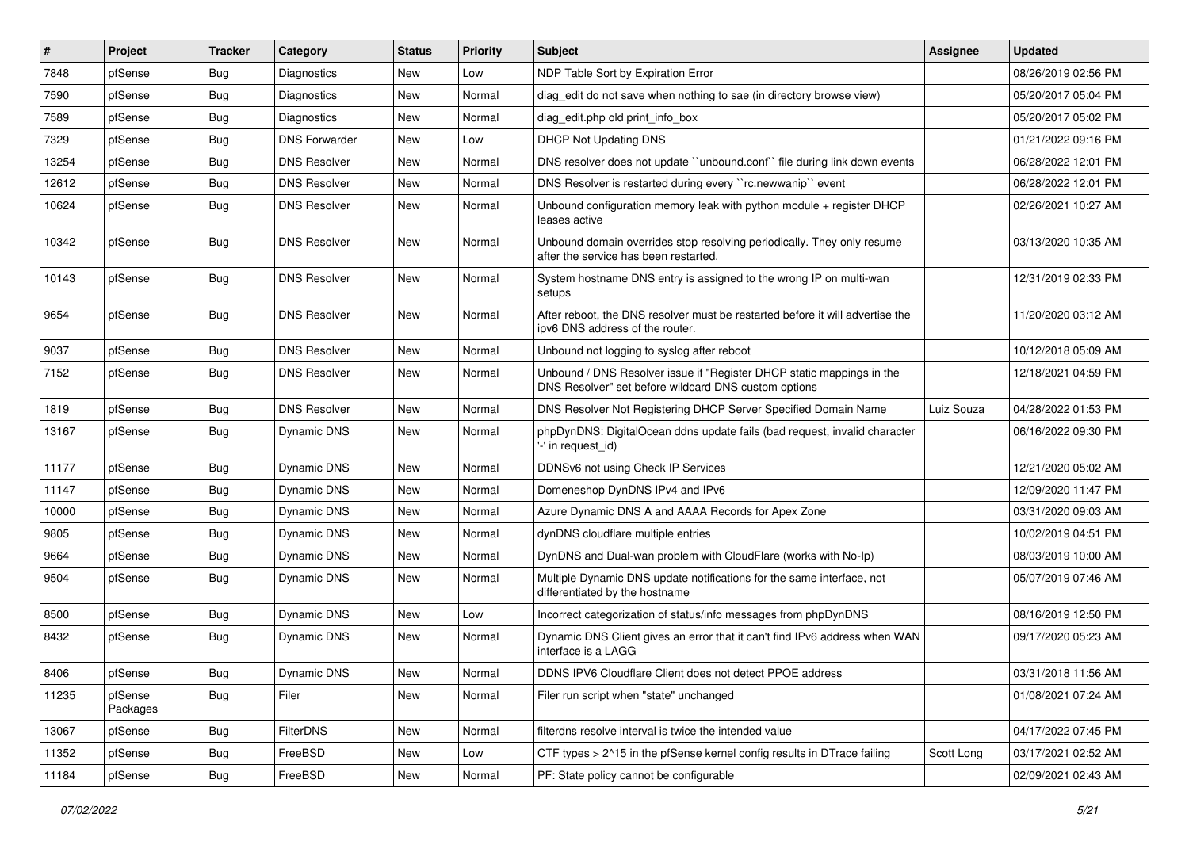| # | Project | Tracker | Category | Status | Priority | Subject | Assignee | Updated |
|---|---|---|---|---|---|---|---|---|
| 7848 | pfSense | Bug | Diagnostics | New | Low | NDP Table Sort by Expiration Error | | 08/26/2019 02:56 PM |
| 7590 | pfSense | Bug | Diagnostics | New | Normal | diag_edit do not save when nothing to sae (in directory browse view) | | 05/20/2017 05:04 PM |
| 7589 | pfSense | Bug | Diagnostics | New | Normal | diag_edit.php old print_info_box | | 05/20/2017 05:02 PM |
| 7329 | pfSense | Bug | DNS Forwarder | New | Low | DHCP Not Updating DNS | | 01/21/2022 09:16 PM |
| 13254 | pfSense | Bug | DNS Resolver | New | Normal | DNS resolver does not update ``unbound.conf`` file during link down events | | 06/28/2022 12:01 PM |
| 12612 | pfSense | Bug | DNS Resolver | New | Normal | DNS Resolver is restarted during every ``rc.newwanip`` event | | 06/28/2022 12:01 PM |
| 10624 | pfSense | Bug | DNS Resolver | New | Normal | Unbound configuration memory leak with python module + register DHCP leases active | | 02/26/2021 10:27 AM |
| 10342 | pfSense | Bug | DNS Resolver | New | Normal | Unbound domain overrides stop resolving periodically. They only resume after the service has been restarted. | | 03/13/2020 10:35 AM |
| 10143 | pfSense | Bug | DNS Resolver | New | Normal | System hostname DNS entry is assigned to the wrong IP on multi-wan setups | | 12/31/2019 02:33 PM |
| 9654 | pfSense | Bug | DNS Resolver | New | Normal | After reboot, the DNS resolver must be restarted before it will advertise the ipv6 DNS address of the router. | | 11/20/2020 03:12 AM |
| 9037 | pfSense | Bug | DNS Resolver | New | Normal | Unbound not logging to syslog after reboot | | 10/12/2018 05:09 AM |
| 7152 | pfSense | Bug | DNS Resolver | New | Normal | Unbound / DNS Resolver issue if "Register DHCP static mappings in the DNS Resolver" set before wildcard DNS custom options | | 12/18/2021 04:59 PM |
| 1819 | pfSense | Bug | DNS Resolver | New | Normal | DNS Resolver Not Registering DHCP Server Specified Domain Name | Luiz Souza | 04/28/2022 01:53 PM |
| 13167 | pfSense | Bug | Dynamic DNS | New | Normal | phpDynDNS: DigitalOcean ddns update fails (bad request, invalid character '-' in request_id) | | 06/16/2022 09:30 PM |
| 11177 | pfSense | Bug | Dynamic DNS | New | Normal | DDNSv6 not using Check IP Services | | 12/21/2020 05:02 AM |
| 11147 | pfSense | Bug | Dynamic DNS | New | Normal | Domeneshop DynDNS IPv4 and IPv6 | | 12/09/2020 11:47 PM |
| 10000 | pfSense | Bug | Dynamic DNS | New | Normal | Azure Dynamic DNS A and AAAA Records for Apex Zone | | 03/31/2020 09:03 AM |
| 9805 | pfSense | Bug | Dynamic DNS | New | Normal | dynDNS cloudflare multiple entries | | 10/02/2019 04:51 PM |
| 9664 | pfSense | Bug | Dynamic DNS | New | Normal | DynDNS and Dual-wan problem with CloudFlare (works with No-Ip) | | 08/03/2019 10:00 AM |
| 9504 | pfSense | Bug | Dynamic DNS | New | Normal | Multiple Dynamic DNS update notifications for the same interface, not differentiated by the hostname | | 05/07/2019 07:46 AM |
| 8500 | pfSense | Bug | Dynamic DNS | New | Low | Incorrect categorization of status/info messages from phpDynDNS | | 08/16/2019 12:50 PM |
| 8432 | pfSense | Bug | Dynamic DNS | New | Normal | Dynamic DNS Client gives an error that it can't find IPv6 address when WAN interface is a LAGG | | 09/17/2020 05:23 AM |
| 8406 | pfSense | Bug | Dynamic DNS | New | Normal | DDNS IPV6 Cloudflare Client does not detect PPOE address | | 03/31/2018 11:56 AM |
| 11235 | pfSense Packages | Bug | Filer | New | Normal | Filer run script when "state" unchanged | | 01/08/2021 07:24 AM |
| 13067 | pfSense | Bug | FilterDNS | New | Normal | filterdns resolve interval is twice the intended value | | 04/17/2022 07:45 PM |
| 11352 | pfSense | Bug | FreeBSD | New | Low | CTF types > 2^15 in the pfSense kernel config results in DTrace failing | Scott Long | 03/17/2021 02:52 AM |
| 11184 | pfSense | Bug | FreeBSD | New | Normal | PF: State policy cannot be configurable | | 02/09/2021 02:43 AM |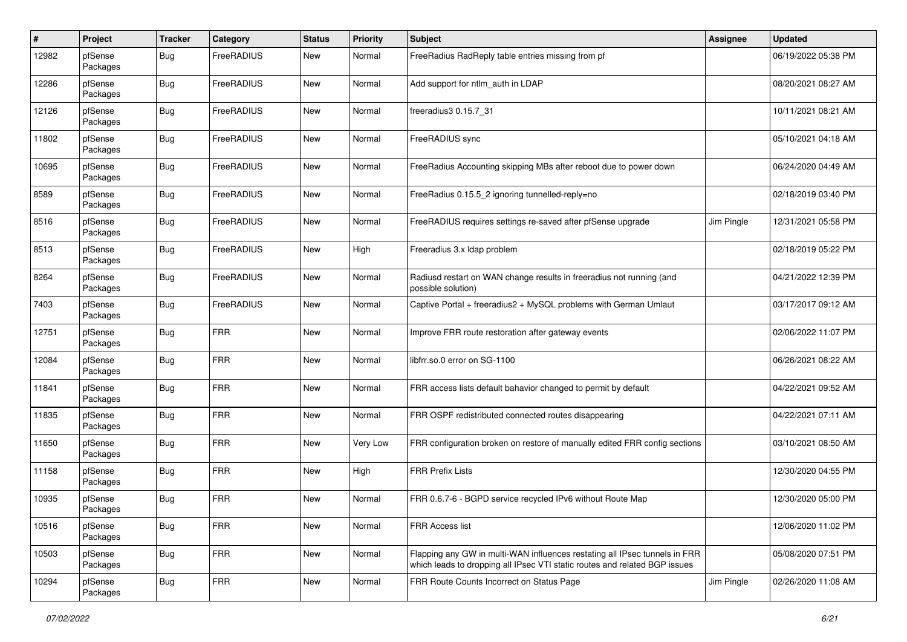| # | Project | Tracker | Category | Status | Priority | Subject | Assignee | Updated |
|---|---|---|---|---|---|---|---|---|
| 12982 | pfSense Packages | Bug | FreeRADIUS | New | Normal | FreeRadius RadReply table entries missing from pf | | 06/19/2022 05:38 PM |
| 12286 | pfSense Packages | Bug | FreeRADIUS | New | Normal | Add support for ntlm_auth in LDAP | | 08/20/2021 08:27 AM |
| 12126 | pfSense Packages | Bug | FreeRADIUS | New | Normal | freeradius3 0.15.7_31 | | 10/11/2021 08:21 AM |
| 11802 | pfSense Packages | Bug | FreeRADIUS | New | Normal | FreeRADIUS sync | | 05/10/2021 04:18 AM |
| 10695 | pfSense Packages | Bug | FreeRADIUS | New | Normal | FreeRadius Accounting skipping MBs after reboot due to power down | | 06/24/2020 04:49 AM |
| 8589 | pfSense Packages | Bug | FreeRADIUS | New | Normal | FreeRadius 0.15.5_2 ignoring tunnelled-reply=no | | 02/18/2019 03:40 PM |
| 8516 | pfSense Packages | Bug | FreeRADIUS | New | Normal | FreeRADIUS requires settings re-saved after pfSense upgrade | Jim Pingle | 12/31/2021 05:58 PM |
| 8513 | pfSense Packages | Bug | FreeRADIUS | New | High | Freeradius 3.x ldap problem | | 02/18/2019 05:22 PM |
| 8264 | pfSense Packages | Bug | FreeRADIUS | New | Normal | Radiusd restart on WAN change results in freeradius not running (and possible solution) | | 04/21/2022 12:39 PM |
| 7403 | pfSense Packages | Bug | FreeRADIUS | New | Normal | Captive Portal + freeradius2 + MySQL problems with German Umlaut | | 03/17/2017 09:12 AM |
| 12751 | pfSense Packages | Bug | FRR | New | Normal | Improve FRR route restoration after gateway events | | 02/06/2022 11:07 PM |
| 12084 | pfSense Packages | Bug | FRR | New | Normal | libfrr.so.0 error on SG-1100 | | 06/26/2021 08:22 AM |
| 11841 | pfSense Packages | Bug | FRR | New | Normal | FRR access lists default bahavior changed to permit by default | | 04/22/2021 09:52 AM |
| 11835 | pfSense Packages | Bug | FRR | New | Normal | FRR OSPF redistributed connected routes disappearing | | 04/22/2021 07:11 AM |
| 11650 | pfSense Packages | Bug | FRR | New | Very Low | FRR configuration broken on restore of manually edited FRR config sections | | 03/10/2021 08:50 AM |
| 11158 | pfSense Packages | Bug | FRR | New | High | FRR Prefix Lists | | 12/30/2020 04:55 PM |
| 10935 | pfSense Packages | Bug | FRR | New | Normal | FRR 0.6.7-6 - BGPD service recycled IPv6 without Route Map | | 12/30/2020 05:00 PM |
| 10516 | pfSense Packages | Bug | FRR | New | Normal | FRR Access list | | 12/06/2020 11:02 PM |
| 10503 | pfSense Packages | Bug | FRR | New | Normal | Flapping any GW in multi-WAN influences restating all IPsec tunnels in FRR which leads to dropping all IPsec VTI static routes and related BGP issues | | 05/08/2020 07:51 PM |
| 10294 | pfSense Packages | Bug | FRR | New | Normal | FRR Route Counts Incorrect on Status Page | Jim Pingle | 02/26/2020 11:08 AM |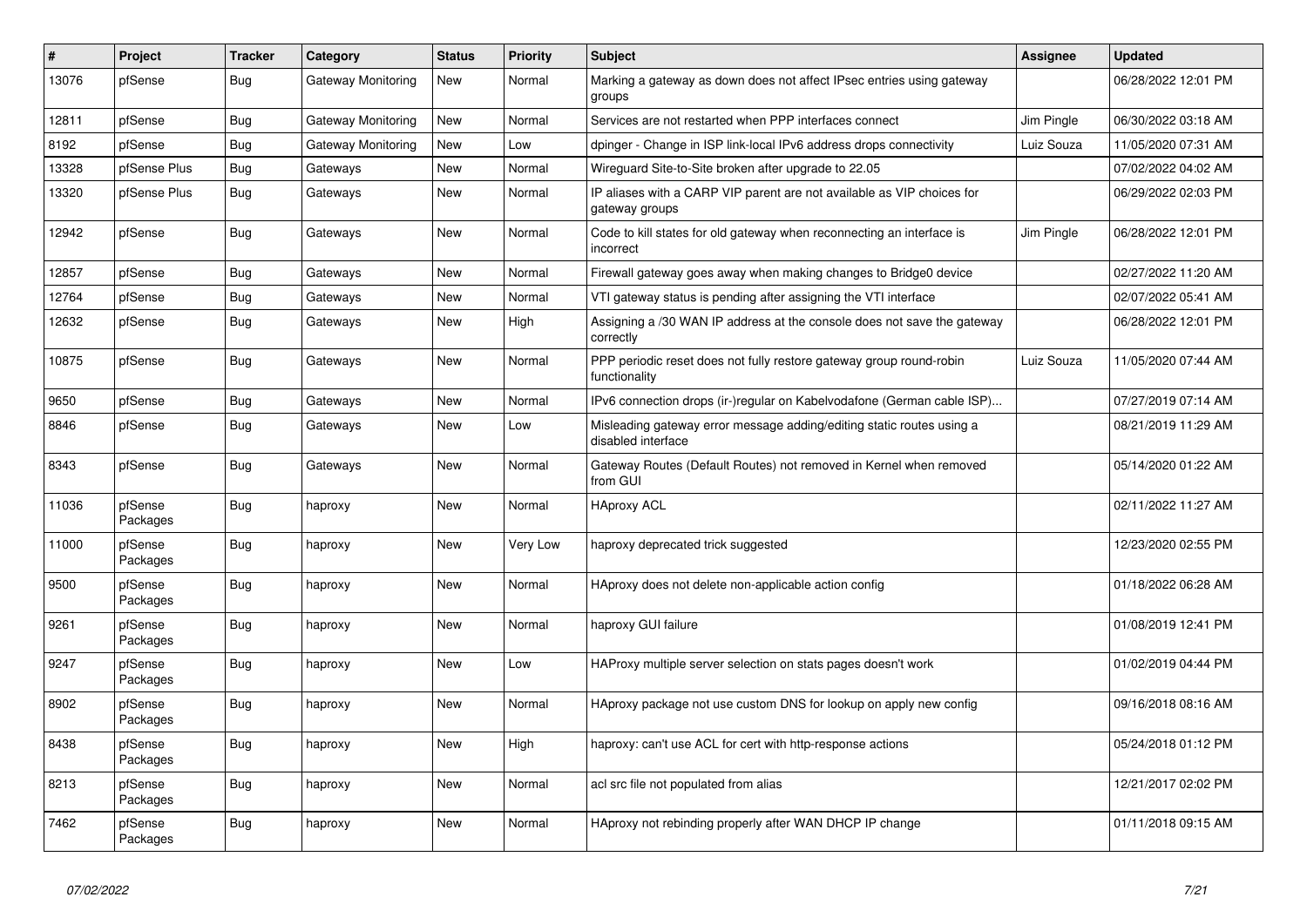| # | Project | Tracker | Category | Status | Priority | Subject | Assignee | Updated |
| --- | --- | --- | --- | --- | --- | --- | --- | --- |
| 13076 | pfSense | Bug | Gateway Monitoring | New | Normal | Marking a gateway as down does not affect IPsec entries using gateway groups | | 06/28/2022 12:01 PM |
| 12811 | pfSense | Bug | Gateway Monitoring | New | Normal | Services are not restarted when PPP interfaces connect | Jim Pingle | 06/30/2022 03:18 AM |
| 8192 | pfSense | Bug | Gateway Monitoring | New | Low | dpinger - Change in ISP link-local IPv6 address drops connectivity | Luiz Souza | 11/05/2020 07:31 AM |
| 13328 | pfSense Plus | Bug | Gateways | New | Normal | Wireguard Site-to-Site broken after upgrade to 22.05 | | 07/02/2022 04:02 AM |
| 13320 | pfSense Plus | Bug | Gateways | New | Normal | IP aliases with a CARP VIP parent are not available as VIP choices for gateway groups | | 06/29/2022 02:03 PM |
| 12942 | pfSense | Bug | Gateways | New | Normal | Code to kill states for old gateway when reconnecting an interface is incorrect | Jim Pingle | 06/28/2022 12:01 PM |
| 12857 | pfSense | Bug | Gateways | New | Normal | Firewall gateway goes away when making changes to Bridge0 device | | 02/27/2022 11:20 AM |
| 12764 | pfSense | Bug | Gateways | New | Normal | VTI gateway status is pending after assigning the VTI interface | | 02/07/2022 05:41 AM |
| 12632 | pfSense | Bug | Gateways | New | High | Assigning a /30 WAN IP address at the console does not save the gateway correctly | | 06/28/2022 12:01 PM |
| 10875 | pfSense | Bug | Gateways | New | Normal | PPP periodic reset does not fully restore gateway group round-robin functionality | Luiz Souza | 11/05/2020 07:44 AM |
| 9650 | pfSense | Bug | Gateways | New | Normal | IPv6 connection drops (ir-)regular on Kabelvodafone (German cable ISP)... | | 07/27/2019 07:14 AM |
| 8846 | pfSense | Bug | Gateways | New | Low | Misleading gateway error message adding/editing static routes using a disabled interface | | 08/21/2019 11:29 AM |
| 8343 | pfSense | Bug | Gateways | New | Normal | Gateway Routes (Default Routes) not removed in Kernel when removed from GUI | | 05/14/2020 01:22 AM |
| 11036 | pfSense Packages | Bug | haproxy | New | Normal | HAproxy ACL | | 02/11/2022 11:27 AM |
| 11000 | pfSense Packages | Bug | haproxy | New | Very Low | haproxy deprecated trick suggested | | 12/23/2020 02:55 PM |
| 9500 | pfSense Packages | Bug | haproxy | New | Normal | HAproxy does not delete non-applicable action config | | 01/18/2022 06:28 AM |
| 9261 | pfSense Packages | Bug | haproxy | New | Normal | haproxy GUI failure | | 01/08/2019 12:41 PM |
| 9247 | pfSense Packages | Bug | haproxy | New | Low | HAProxy multiple server selection on stats pages doesn't work | | 01/02/2019 04:44 PM |
| 8902 | pfSense Packages | Bug | haproxy | New | Normal | HAproxy package not use custom DNS for lookup on apply new config | | 09/16/2018 08:16 AM |
| 8438 | pfSense Packages | Bug | haproxy | New | High | haproxy: can't use ACL for cert with http-response actions | | 05/24/2018 01:12 PM |
| 8213 | pfSense Packages | Bug | haproxy | New | Normal | acl src file not populated from alias | | 12/21/2017 02:02 PM |
| 7462 | pfSense Packages | Bug | haproxy | New | Normal | HAproxy not rebinding properly after WAN DHCP IP change | | 01/11/2018 09:15 AM |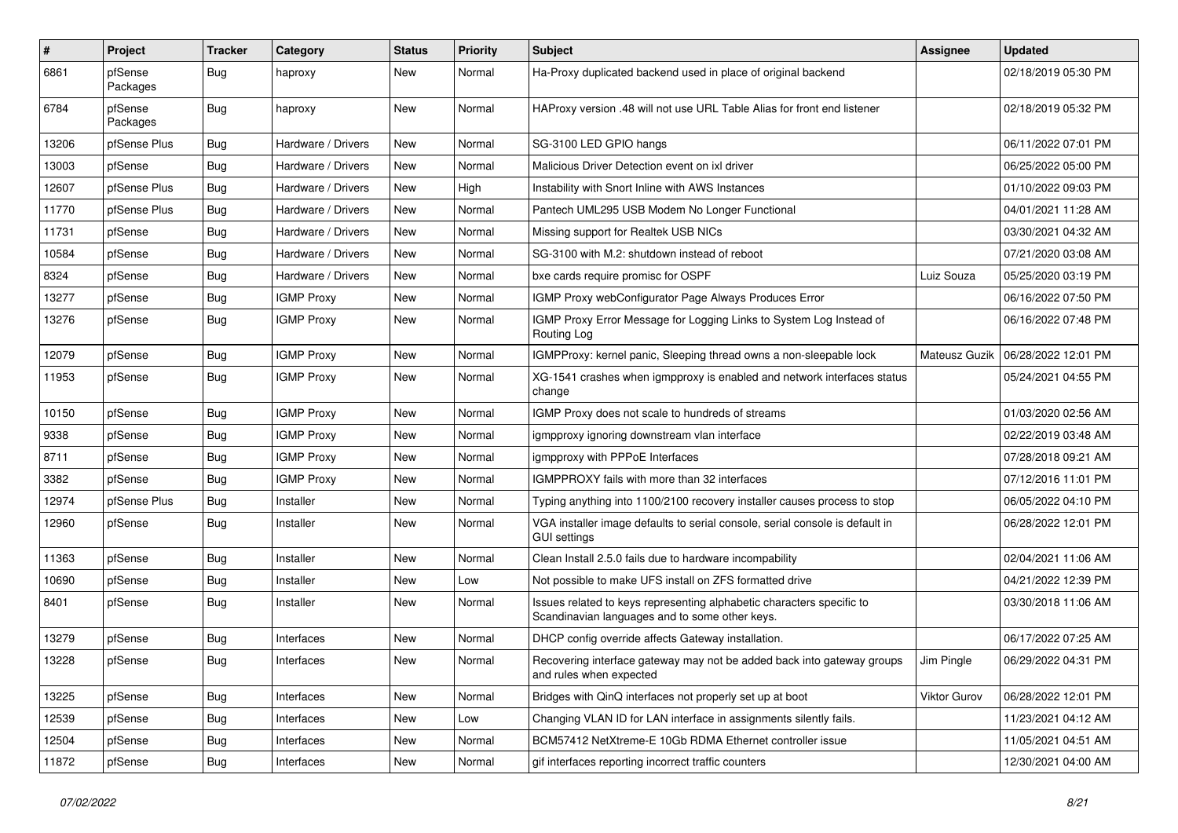| # | Project | Tracker | Category | Status | Priority | Subject | Assignee | Updated |
|---|---|---|---|---|---|---|---|---|
| 6861 | pfSense Packages | Bug | haproxy | New | Normal | Ha-Proxy duplicated backend used in place of original backend | | 02/18/2019 05:30 PM |
| 6784 | pfSense Packages | Bug | haproxy | New | Normal | HAProxy version .48 will not use URL Table Alias for front end listener | | 02/18/2019 05:32 PM |
| 13206 | pfSense Plus | Bug | Hardware / Drivers | New | Normal | SG-3100 LED GPIO hangs | | 06/11/2022 07:01 PM |
| 13003 | pfSense | Bug | Hardware / Drivers | New | Normal | Malicious Driver Detection event on ixl driver | | 06/25/2022 05:00 PM |
| 12607 | pfSense Plus | Bug | Hardware / Drivers | New | High | Instability with Snort Inline with AWS Instances | | 01/10/2022 09:03 PM |
| 11770 | pfSense Plus | Bug | Hardware / Drivers | New | Normal | Pantech UML295 USB Modem No Longer Functional | | 04/01/2021 11:28 AM |
| 11731 | pfSense | Bug | Hardware / Drivers | New | Normal | Missing support for Realtek USB NICs | | 03/30/2021 04:32 AM |
| 10584 | pfSense | Bug | Hardware / Drivers | New | Normal | SG-3100 with M.2: shutdown instead of reboot | | 07/21/2020 03:08 AM |
| 8324 | pfSense | Bug | Hardware / Drivers | New | Normal | bxe cards require promisc for OSPF | Luiz Souza | 05/25/2020 03:19 PM |
| 13277 | pfSense | Bug | IGMP Proxy | New | Normal | IGMP Proxy webConfigurator Page Always Produces Error | | 06/16/2022 07:50 PM |
| 13276 | pfSense | Bug | IGMP Proxy | New | Normal | IGMP Proxy Error Message for Logging Links to System Log Instead of Routing Log | | 06/16/2022 07:48 PM |
| 12079 | pfSense | Bug | IGMP Proxy | New | Normal | IGMPProxy: kernel panic, Sleeping thread owns a non-sleepable lock | Mateusz Guzik | 06/28/2022 12:01 PM |
| 11953 | pfSense | Bug | IGMP Proxy | New | Normal | XG-1541 crashes when igmpproxy is enabled and network interfaces status change | | 05/24/2021 04:55 PM |
| 10150 | pfSense | Bug | IGMP Proxy | New | Normal | IGMP Proxy does not scale to hundreds of streams | | 01/03/2020 02:56 AM |
| 9338 | pfSense | Bug | IGMP Proxy | New | Normal | igmpproxy ignoring downstream vlan interface | | 02/22/2019 03:48 AM |
| 8711 | pfSense | Bug | IGMP Proxy | New | Normal | igmpproxy with PPPoE Interfaces | | 07/28/2018 09:21 AM |
| 3382 | pfSense | Bug | IGMP Proxy | New | Normal | IGMPPROXY fails with more than 32 interfaces | | 07/12/2016 11:01 PM |
| 12974 | pfSense Plus | Bug | Installer | New | Normal | Typing anything into 1100/2100 recovery installer causes process to stop | | 06/05/2022 04:10 PM |
| 12960 | pfSense | Bug | Installer | New | Normal | VGA installer image defaults to serial console, serial console is default in GUI settings | | 06/28/2022 12:01 PM |
| 11363 | pfSense | Bug | Installer | New | Normal | Clean Install 2.5.0 fails due to hardware incompability | | 02/04/2021 11:06 AM |
| 10690 | pfSense | Bug | Installer | New | Low | Not possible to make UFS install on ZFS formatted drive | | 04/21/2022 12:39 PM |
| 8401 | pfSense | Bug | Installer | New | Normal | Issues related to keys representing alphabetic characters specific to Scandinavian languages and to some other keys. | | 03/30/2018 11:06 AM |
| 13279 | pfSense | Bug | Interfaces | New | Normal | DHCP config override affects Gateway installation. | | 06/17/2022 07:25 AM |
| 13228 | pfSense | Bug | Interfaces | New | Normal | Recovering interface gateway may not be added back into gateway groups and rules when expected | Jim Pingle | 06/29/2022 04:31 PM |
| 13225 | pfSense | Bug | Interfaces | New | Normal | Bridges with QinQ interfaces not properly set up at boot | Viktor Gurov | 06/28/2022 12:01 PM |
| 12539 | pfSense | Bug | Interfaces | New | Low | Changing VLAN ID for LAN interface in assignments silently fails. | | 11/23/2021 04:12 AM |
| 12504 | pfSense | Bug | Interfaces | New | Normal | BCM57412 NetXtreme-E 10Gb RDMA Ethernet controller issue | | 11/05/2021 04:51 AM |
| 11872 | pfSense | Bug | Interfaces | New | Normal | gif interfaces reporting incorrect traffic counters | | 12/30/2021 04:00 AM |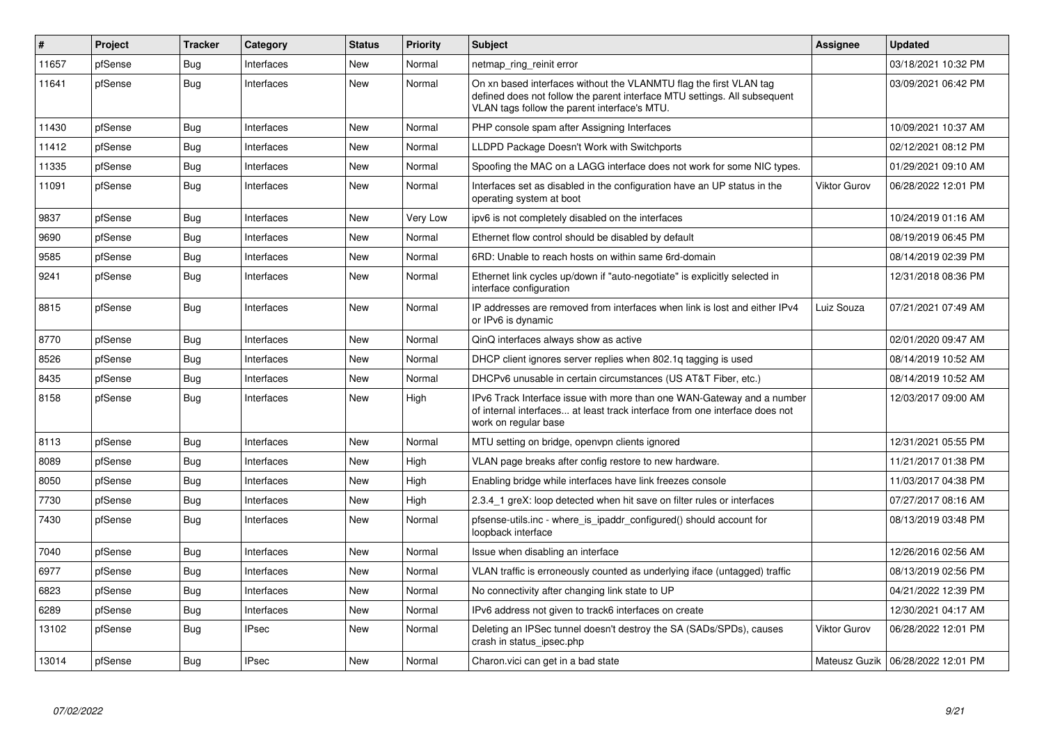| # | Project | Tracker | Category | Status | Priority | Subject | Assignee | Updated |
|---|---|---|---|---|---|---|---|---|
| 11657 | pfSense | Bug | Interfaces | New | Normal | netmap_ring_reinit error | | 03/18/2021 10:32 PM |
| 11641 | pfSense | Bug | Interfaces | New | Normal | On xn based interfaces without the VLANMTU flag the first VLAN tag defined does not follow the parent interface MTU settings. All subsequent VLAN tags follow the parent interface's MTU. | | 03/09/2021 06:42 PM |
| 11430 | pfSense | Bug | Interfaces | New | Normal | PHP console spam after Assigning Interfaces | | 10/09/2021 10:37 AM |
| 11412 | pfSense | Bug | Interfaces | New | Normal | LLDPD Package Doesn't Work with Switchports | | 02/12/2021 08:12 PM |
| 11335 | pfSense | Bug | Interfaces | New | Normal | Spoofing the MAC on a LAGG interface does not work for some NIC types. | | 01/29/2021 09:10 AM |
| 11091 | pfSense | Bug | Interfaces | New | Normal | Interfaces set as disabled in the configuration have an UP status in the operating system at boot | Viktor Gurov | 06/28/2022 12:01 PM |
| 9837 | pfSense | Bug | Interfaces | New | Very Low | ipv6 is not completely disabled on the interfaces | | 10/24/2019 01:16 AM |
| 9690 | pfSense | Bug | Interfaces | New | Normal | Ethernet flow control should be disabled by default | | 08/19/2019 06:45 PM |
| 9585 | pfSense | Bug | Interfaces | New | Normal | 6RD: Unable to reach hosts on within same 6rd-domain | | 08/14/2019 02:39 PM |
| 9241 | pfSense | Bug | Interfaces | New | Normal | Ethernet link cycles up/down if "auto-negotiate" is explicitly selected in interface configuration | | 12/31/2018 08:36 PM |
| 8815 | pfSense | Bug | Interfaces | New | Normal | IP addresses are removed from interfaces when link is lost and either IPv4 or IPv6 is dynamic | Luiz Souza | 07/21/2021 07:49 AM |
| 8770 | pfSense | Bug | Interfaces | New | Normal | QinQ interfaces always show as active | | 02/01/2020 09:47 AM |
| 8526 | pfSense | Bug | Interfaces | New | Normal | DHCP client ignores server replies when 802.1q tagging is used | | 08/14/2019 10:52 AM |
| 8435 | pfSense | Bug | Interfaces | New | Normal | DHCPv6 unusable in certain circumstances (US AT&T Fiber, etc.) | | 08/14/2019 10:52 AM |
| 8158 | pfSense | Bug | Interfaces | New | High | IPv6 Track Interface issue with more than one WAN-Gateway and a number of internal interfaces... at least track interface from one interface does not work on regular base | | 12/03/2017 09:00 AM |
| 8113 | pfSense | Bug | Interfaces | New | Normal | MTU setting on bridge, openvpn clients ignored | | 12/31/2021 05:55 PM |
| 8089 | pfSense | Bug | Interfaces | New | High | VLAN page breaks after config restore to new hardware. | | 11/21/2017 01:38 PM |
| 8050 | pfSense | Bug | Interfaces | New | High | Enabling bridge while interfaces have link freezes console | | 11/03/2017 04:38 PM |
| 7730 | pfSense | Bug | Interfaces | New | High | 2.3.4_1 greX: loop detected when hit save on filter rules or interfaces | | 07/27/2017 08:16 AM |
| 7430 | pfSense | Bug | Interfaces | New | Normal | pfsense-utils.inc - where_is_ipaddr_configured() should account for loopback interface | | 08/13/2019 03:48 PM |
| 7040 | pfSense | Bug | Interfaces | New | Normal | Issue when disabling an interface | | 12/26/2016 02:56 AM |
| 6977 | pfSense | Bug | Interfaces | New | Normal | VLAN traffic is erroneously counted as underlying iface (untagged) traffic | | 08/13/2019 02:56 PM |
| 6823 | pfSense | Bug | Interfaces | New | Normal | No connectivity after changing link state to UP | | 04/21/2022 12:39 PM |
| 6289 | pfSense | Bug | Interfaces | New | Normal | IPv6 address not given to track6 interfaces on create | | 12/30/2021 04:17 AM |
| 13102 | pfSense | Bug | IPsec | New | Normal | Deleting an IPSec tunnel doesn't destroy the SA (SADs/SPDs), causes crash in status_ipsec.php | Viktor Gurov | 06/28/2022 12:01 PM |
| 13014 | pfSense | Bug | IPsec | New | Normal | Charon.vici can get in a bad state | Mateusz Guzik | 06/28/2022 12:01 PM |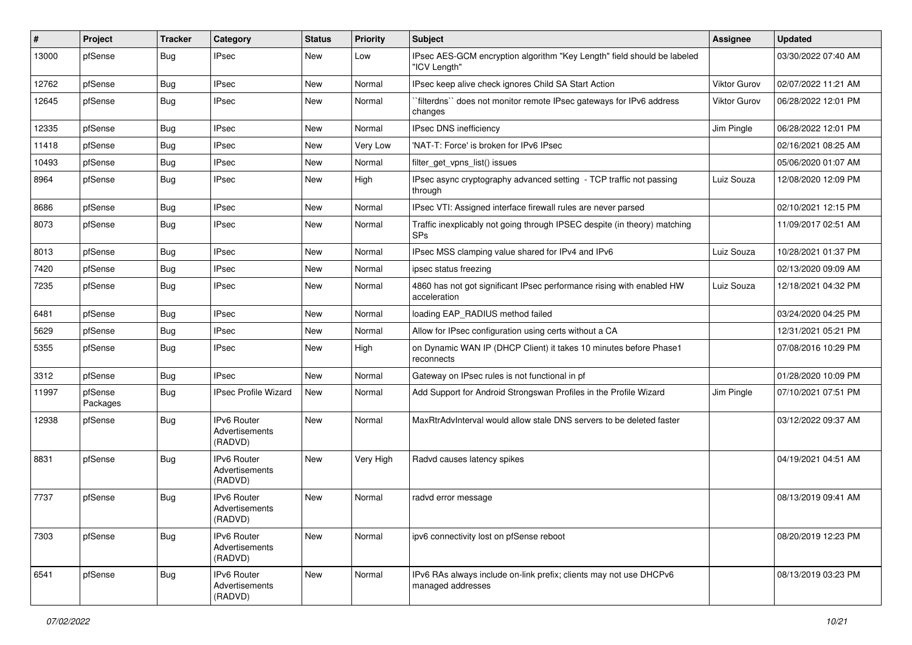| # | Project | Tracker | Category | Status | Priority | Subject | Assignee | Updated |
|---|---|---|---|---|---|---|---|---|
| 13000 | pfSense | Bug | IPsec | New | Low | IPsec AES-GCM encryption algorithm "Key Length" field should be labeled "ICV Length" | | 03/30/2022 07:40 AM |
| 12762 | pfSense | Bug | IPsec | New | Normal | IPsec keep alive check ignores Child SA Start Action | Viktor Gurov | 02/07/2022 11:21 AM |
| 12645 | pfSense | Bug | IPsec | New | Normal | ``filterdns`` does not monitor remote IPsec gateways for IPv6 address changes | Viktor Gurov | 06/28/2022 12:01 PM |
| 12335 | pfSense | Bug | IPsec | New | Normal | IPsec DNS inefficiency | Jim Pingle | 06/28/2022 12:01 PM |
| 11418 | pfSense | Bug | IPsec | New | Very Low | 'NAT-T: Force' is broken for IPv6 IPsec | | 02/16/2021 08:25 AM |
| 10493 | pfSense | Bug | IPsec | New | Normal | filter_get_vpns_list() issues | | 05/06/2020 01:07 AM |
| 8964 | pfSense | Bug | IPsec | New | High | IPsec async cryptography advanced setting - TCP traffic not passing through | Luiz Souza | 12/08/2020 12:09 PM |
| 8686 | pfSense | Bug | IPsec | New | Normal | IPsec VTI: Assigned interface firewall rules are never parsed | | 02/10/2021 12:15 PM |
| 8073 | pfSense | Bug | IPsec | New | Normal | Traffic inexplicably not going through IPSEC despite (in theory) matching SPs | | 11/09/2017 02:51 AM |
| 8013 | pfSense | Bug | IPsec | New | Normal | IPsec MSS clamping value shared for IPv4 and IPv6 | Luiz Souza | 10/28/2021 01:37 PM |
| 7420 | pfSense | Bug | IPsec | New | Normal | ipsec status freezing | | 02/13/2020 09:09 AM |
| 7235 | pfSense | Bug | IPsec | New | Normal | 4860 has not got significant IPsec performance rising with enabled HW acceleration | Luiz Souza | 12/18/2021 04:32 PM |
| 6481 | pfSense | Bug | IPsec | New | Normal | loading EAP_RADIUS method failed | | 03/24/2020 04:25 PM |
| 5629 | pfSense | Bug | IPsec | New | Normal | Allow for IPsec configuration using certs without a CA | | 12/31/2021 05:21 PM |
| 5355 | pfSense | Bug | IPsec | New | High | on Dynamic WAN IP (DHCP Client) it takes 10 minutes before Phase1 reconnects | | 07/08/2016 10:29 PM |
| 3312 | pfSense | Bug | IPsec | New | Normal | Gateway on IPsec rules is not functional in pf | | 01/28/2020 10:09 PM |
| 11997 | pfSense Packages | Bug | IPsec Profile Wizard | New | Normal | Add Support for Android Strongswan Profiles in the Profile Wizard | Jim Pingle | 07/10/2021 07:51 PM |
| 12938 | pfSense | Bug | IPv6 Router Advertisements (RADVD) | New | Normal | MaxRtrAdvInterval would allow stale DNS servers to be deleted faster | | 03/12/2022 09:37 AM |
| 8831 | pfSense | Bug | IPv6 Router Advertisements (RADVD) | New | Very High | Radvd causes latency spikes | | 04/19/2021 04:51 AM |
| 7737 | pfSense | Bug | IPv6 Router Advertisements (RADVD) | New | Normal | radvd error message | | 08/13/2019 09:41 AM |
| 7303 | pfSense | Bug | IPv6 Router Advertisements (RADVD) | New | Normal | ipv6 connectivity lost on pfSense reboot | | 08/20/2019 12:23 PM |
| 6541 | pfSense | Bug | IPv6 Router Advertisements (RADVD) | New | Normal | IPv6 RAs always include on-link prefix; clients may not use DHCPv6 managed addresses | | 08/13/2019 03:23 PM |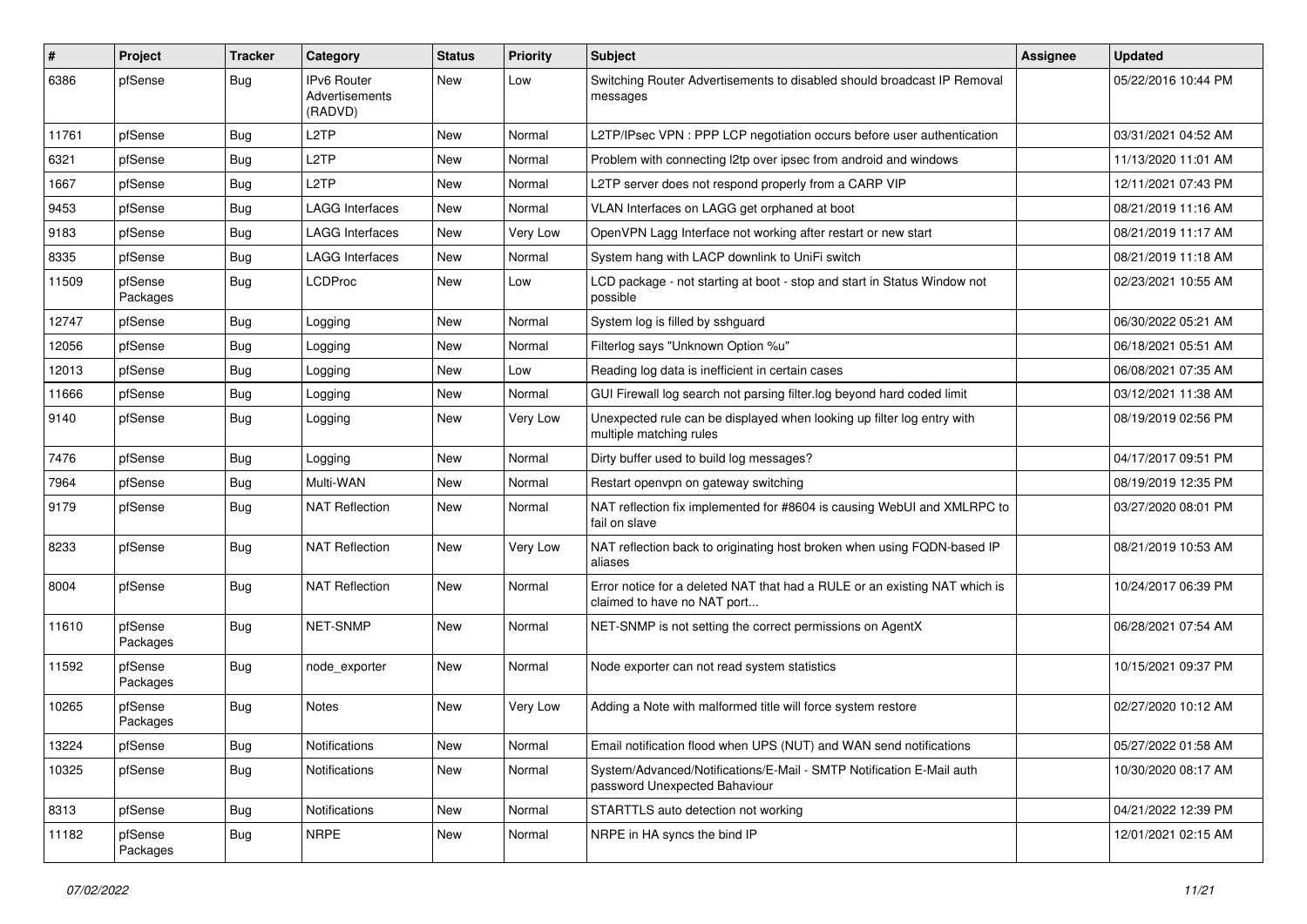| # | Project | Tracker | Category | Status | Priority | Subject | Assignee | Updated |
|---|---|---|---|---|---|---|---|---|
| 6386 | pfSense | Bug | IPv6 Router Advertisements (RADVD) | New | Low | Switching Router Advertisements to disabled should broadcast IP Removal messages | | 05/22/2016 10:44 PM |
| 11761 | pfSense | Bug | L2TP | New | Normal | L2TP/IPsec VPN : PPP LCP negotiation occurs before user authentication | | 03/31/2021 04:52 AM |
| 6321 | pfSense | Bug | L2TP | New | Normal | Problem with connecting l2tp over ipsec from android and windows | | 11/13/2020 11:01 AM |
| 1667 | pfSense | Bug | L2TP | New | Normal | L2TP server does not respond properly from a CARP VIP | | 12/11/2021 07:43 PM |
| 9453 | pfSense | Bug | LAGG Interfaces | New | Normal | VLAN Interfaces on LAGG get orphaned at boot | | 08/21/2019 11:16 AM |
| 9183 | pfSense | Bug | LAGG Interfaces | New | Very Low | OpenVPN Lagg Interface not working after restart or new start | | 08/21/2019 11:17 AM |
| 8335 | pfSense | Bug | LAGG Interfaces | New | Normal | System hang with LACP downlink to UniFi switch | | 08/21/2019 11:18 AM |
| 11509 | pfSense Packages | Bug | LCDProc | New | Low | LCD package - not starting at boot - stop and start in Status Window not possible | | 02/23/2021 10:55 AM |
| 12747 | pfSense | Bug | Logging | New | Normal | System log is filled by sshguard | | 06/30/2022 05:21 AM |
| 12056 | pfSense | Bug | Logging | New | Normal | Filterlog says "Unknown Option %u" | | 06/18/2021 05:51 AM |
| 12013 | pfSense | Bug | Logging | New | Low | Reading log data is inefficient in certain cases | | 06/08/2021 07:35 AM |
| 11666 | pfSense | Bug | Logging | New | Normal | GUI Firewall log search not parsing filter.log beyond hard coded limit | | 03/12/2021 11:38 AM |
| 9140 | pfSense | Bug | Logging | New | Very Low | Unexpected rule can be displayed when looking up filter log entry with multiple matching rules | | 08/19/2019 02:56 PM |
| 7476 | pfSense | Bug | Logging | New | Normal | Dirty buffer used to build log messages? | | 04/17/2017 09:51 PM |
| 7964 | pfSense | Bug | Multi-WAN | New | Normal | Restart openvpn on gateway switching | | 08/19/2019 12:35 PM |
| 9179 | pfSense | Bug | NAT Reflection | New | Normal | NAT reflection fix implemented for #8604 is causing WebUI and XMLRPC to fail on slave | | 03/27/2020 08:01 PM |
| 8233 | pfSense | Bug | NAT Reflection | New | Very Low | NAT reflection back to originating host broken when using FQDN-based IP aliases | | 08/21/2019 10:53 AM |
| 8004 | pfSense | Bug | NAT Reflection | New | Normal | Error notice for a deleted NAT that had a RULE or an existing NAT which is claimed to have no NAT port... | | 10/24/2017 06:39 PM |
| 11610 | pfSense Packages | Bug | NET-SNMP | New | Normal | NET-SNMP is not setting the correct permissions on AgentX | | 06/28/2021 07:54 AM |
| 11592 | pfSense Packages | Bug | node_exporter | New | Normal | Node exporter can not read system statistics | | 10/15/2021 09:37 PM |
| 10265 | pfSense Packages | Bug | Notes | New | Very Low | Adding a Note with malformed title will force system restore | | 02/27/2020 10:12 AM |
| 13224 | pfSense | Bug | Notifications | New | Normal | Email notification flood when UPS (NUT) and WAN send notifications | | 05/27/2022 01:58 AM |
| 10325 | pfSense | Bug | Notifications | New | Normal | System/Advanced/Notifications/E-Mail - SMTP Notification E-Mail auth password Unexpected Bahaviour | | 10/30/2020 08:17 AM |
| 8313 | pfSense | Bug | Notifications | New | Normal | STARTTLS auto detection not working | | 04/21/2022 12:39 PM |
| 11182 | pfSense Packages | Bug | NRPE | New | Normal | NRPE in HA syncs the bind IP | | 12/01/2021 02:15 AM |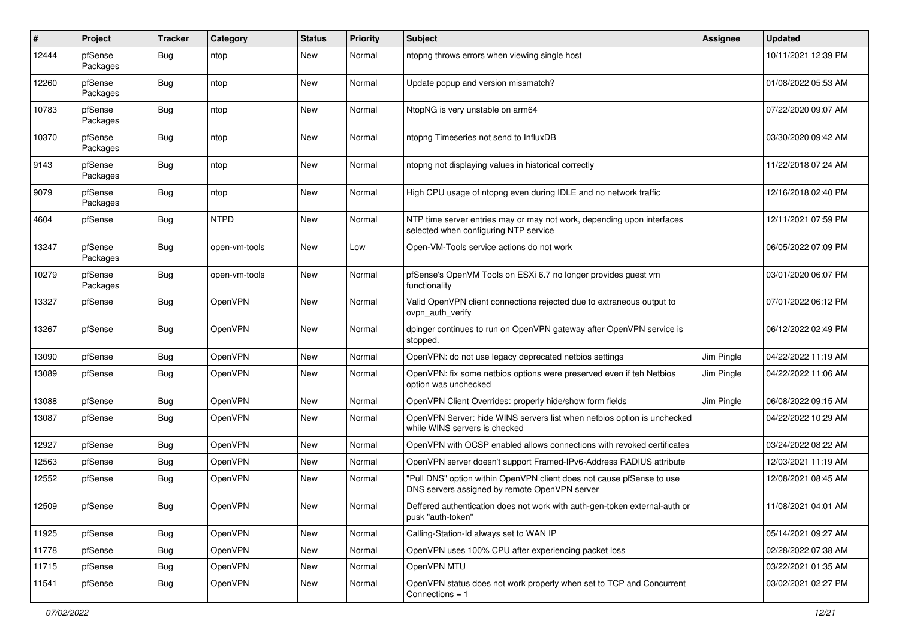| # | Project | Tracker | Category | Status | Priority | Subject | Assignee | Updated |
|---|---|---|---|---|---|---|---|---|
| 12444 | pfSense Packages | Bug | ntop | New | Normal | ntopng throws errors when viewing single host | | 10/11/2021 12:39 PM |
| 12260 | pfSense Packages | Bug | ntop | New | Normal | Update popup and version missmatch? | | 01/08/2022 05:53 AM |
| 10783 | pfSense Packages | Bug | ntop | New | Normal | NtopNG is very unstable on arm64 | | 07/22/2020 09:07 AM |
| 10370 | pfSense Packages | Bug | ntop | New | Normal | ntopng Timeseries not send to InfluxDB | | 03/30/2020 09:42 AM |
| 9143 | pfSense Packages | Bug | ntop | New | Normal | ntopng not displaying values in historical correctly | | 11/22/2018 07:24 AM |
| 9079 | pfSense Packages | Bug | ntop | New | Normal | High CPU usage of ntopng even during IDLE and no network traffic | | 12/16/2018 02:40 PM |
| 4604 | pfSense | Bug | NTPD | New | Normal | NTP time server entries may or may not work, depending upon interfaces selected when configuring NTP service | | 12/11/2021 07:59 PM |
| 13247 | pfSense Packages | Bug | open-vm-tools | New | Low | Open-VM-Tools service actions do not work | | 06/05/2022 07:09 PM |
| 10279 | pfSense Packages | Bug | open-vm-tools | New | Normal | pfSense's OpenVM Tools on ESXi 6.7 no longer provides guest vm functionality | | 03/01/2020 06:07 PM |
| 13327 | pfSense | Bug | OpenVPN | New | Normal | Valid OpenVPN client connections rejected due to extraneous output to ovpn_auth_verify | | 07/01/2022 06:12 PM |
| 13267 | pfSense | Bug | OpenVPN | New | Normal | dpinger continues to run on OpenVPN gateway after OpenVPN service is stopped. | | 06/12/2022 02:49 PM |
| 13090 | pfSense | Bug | OpenVPN | New | Normal | OpenVPN: do not use legacy deprecated netbios settings | Jim Pingle | 04/22/2022 11:19 AM |
| 13089 | pfSense | Bug | OpenVPN | New | Normal | OpenVPN: fix some netbios options were preserved even if teh Netbios option was unchecked | Jim Pingle | 04/22/2022 11:06 AM |
| 13088 | pfSense | Bug | OpenVPN | New | Normal | OpenVPN Client Overrides: properly hide/show form fields | Jim Pingle | 06/08/2022 09:15 AM |
| 13087 | pfSense | Bug | OpenVPN | New | Normal | OpenVPN Server: hide WINS servers list when netbios option is unchecked while WINS servers is checked | | 04/22/2022 10:29 AM |
| 12927 | pfSense | Bug | OpenVPN | New | Normal | OpenVPN with OCSP enabled allows connections with revoked certificates | | 03/24/2022 08:22 AM |
| 12563 | pfSense | Bug | OpenVPN | New | Normal | OpenVPN server doesn't support Framed-IPv6-Address RADIUS attribute | | 12/03/2021 11:19 AM |
| 12552 | pfSense | Bug | OpenVPN | New | Normal | "Pull DNS" option within OpenVPN client does not cause pfSense to use DNS servers assigned by remote OpenVPN server | | 12/08/2021 08:45 AM |
| 12509 | pfSense | Bug | OpenVPN | New | Normal | Deffered authentication does not work with auth-gen-token external-auth or pusk "auth-token" | | 11/08/2021 04:01 AM |
| 11925 | pfSense | Bug | OpenVPN | New | Normal | Calling-Station-Id always set to WAN IP | | 05/14/2021 09:27 AM |
| 11778 | pfSense | Bug | OpenVPN | New | Normal | OpenVPN uses 100% CPU after experiencing packet loss | | 02/28/2022 07:38 AM |
| 11715 | pfSense | Bug | OpenVPN | New | Normal | OpenVPN MTU | | 03/22/2021 01:35 AM |
| 11541 | pfSense | Bug | OpenVPN | New | Normal | OpenVPN status does not work properly when set to TCP and Concurrent Connections = 1 | | 03/02/2021 02:27 PM |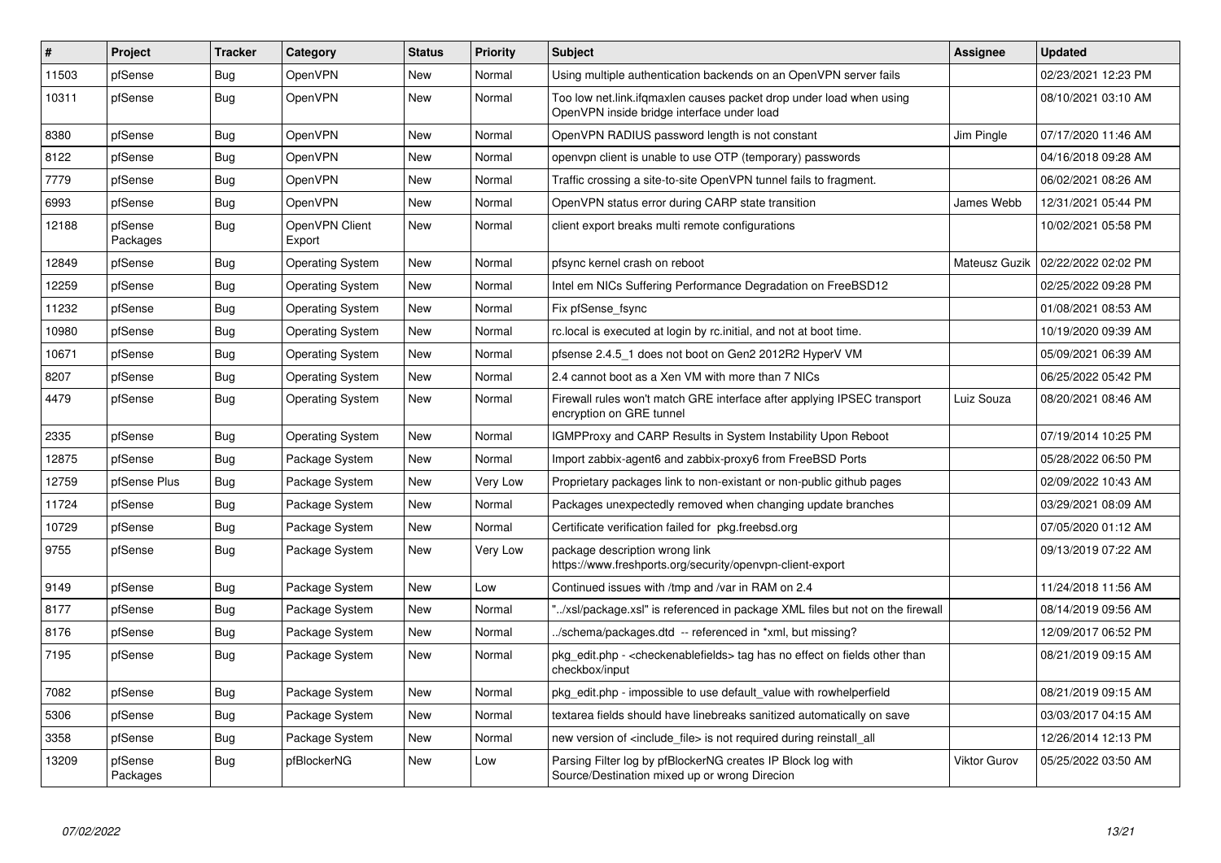| # | Project | Tracker | Category | Status | Priority | Subject | Assignee | Updated |
|---|---|---|---|---|---|---|---|---|
| 11503 | pfSense | Bug | OpenVPN | New | Normal | Using multiple authentication backends on an OpenVPN server fails | | 02/23/2021 12:23 PM |
| 10311 | pfSense | Bug | OpenVPN | New | Normal | Too low net.link.ifqmaxlen causes packet drop under load when using OpenVPN inside bridge interface under load | | 08/10/2021 03:10 AM |
| 8380 | pfSense | Bug | OpenVPN | New | Normal | OpenVPN RADIUS password length is not constant | Jim Pingle | 07/17/2020 11:46 AM |
| 8122 | pfSense | Bug | OpenVPN | New | Normal | openvpn client is unable to use OTP (temporary) passwords | | 04/16/2018 09:28 AM |
| 7779 | pfSense | Bug | OpenVPN | New | Normal | Traffic crossing a site-to-site OpenVPN tunnel fails to fragment. | | 06/02/2021 08:26 AM |
| 6993 | pfSense | Bug | OpenVPN | New | Normal | OpenVPN status error during CARP state transition | James Webb | 12/31/2021 05:44 PM |
| 12188 | pfSense Packages | Bug | OpenVPN Client Export | New | Normal | client export breaks multi remote configurations | | 10/02/2021 05:58 PM |
| 12849 | pfSense | Bug | Operating System | New | Normal | pfsync kernel crash on reboot | Mateusz Guzik | 02/22/2022 02:02 PM |
| 12259 | pfSense | Bug | Operating System | New | Normal | Intel em NICs Suffering Performance Degradation on FreeBSD12 | | 02/25/2022 09:28 PM |
| 11232 | pfSense | Bug | Operating System | New | Normal | Fix pfSense_fsync | | 01/08/2021 08:53 AM |
| 10980 | pfSense | Bug | Operating System | New | Normal | rc.local is executed at login by rc.initial, and not at boot time. | | 10/19/2020 09:39 AM |
| 10671 | pfSense | Bug | Operating System | New | Normal | pfsense 2.4.5_1 does not boot on Gen2 2012R2 HyperV VM | | 05/09/2021 06:39 AM |
| 8207 | pfSense | Bug | Operating System | New | Normal | 2.4 cannot boot as a Xen VM with more than 7 NICs | | 06/25/2022 05:42 PM |
| 4479 | pfSense | Bug | Operating System | New | Normal | Firewall rules won't match GRE interface after applying IPSEC transport encryption on GRE tunnel | Luiz Souza | 08/20/2021 08:46 AM |
| 2335 | pfSense | Bug | Operating System | New | Normal | IGMPProxy and CARP Results in System Instability Upon Reboot | | 07/19/2014 10:25 PM |
| 12875 | pfSense | Bug | Package System | New | Normal | Import zabbix-agent6 and zabbix-proxy6 from FreeBSD Ports | | 05/28/2022 06:50 PM |
| 12759 | pfSense Plus | Bug | Package System | New | Very Low | Proprietary packages link to non-existant or non-public github pages | | 02/09/2022 10:43 AM |
| 11724 | pfSense | Bug | Package System | New | Normal | Packages unexpectedly removed when changing update branches | | 03/29/2021 08:09 AM |
| 10729 | pfSense | Bug | Package System | New | Normal | Certificate verification failed for pkg.freebsd.org | | 07/05/2020 01:12 AM |
| 9755 | pfSense | Bug | Package System | New | Very Low | package description wrong link https://www.freshports.org/security/openvpn-client-export | | 09/13/2019 07:22 AM |
| 9149 | pfSense | Bug | Package System | New | Low | Continued issues with /tmp and /var in RAM on 2.4 | | 11/24/2018 11:56 AM |
| 8177 | pfSense | Bug | Package System | New | Normal | "../xsl/package.xsl" is referenced in package XML files but not on the firewall | | 08/14/2019 09:56 AM |
| 8176 | pfSense | Bug | Package System | New | Normal | ../schema/packages.dtd -- referenced in *xml, but missing? | | 12/09/2017 06:52 PM |
| 7195 | pfSense | Bug | Package System | New | Normal | pkg_edit.php - <checkenablefields> tag has no effect on fields other than checkbox/input | | 08/21/2019 09:15 AM |
| 7082 | pfSense | Bug | Package System | New | Normal | pkg_edit.php - impossible to use default_value with rowhelperfield | | 08/21/2019 09:15 AM |
| 5306 | pfSense | Bug | Package System | New | Normal | textarea fields should have linebreaks sanitized automatically on save | | 03/03/2017 04:15 AM |
| 3358 | pfSense | Bug | Package System | New | Normal | new version of <include_file> is not required during reinstall_all | | 12/26/2014 12:13 PM |
| 13209 | pfSense Packages | Bug | pfBlockerNG | New | Low | Parsing Filter log by pfBlockerNG creates IP Block log with Source/Destination mixed up or wrong Direcion | Viktor Gurov | 05/25/2022 03:50 AM |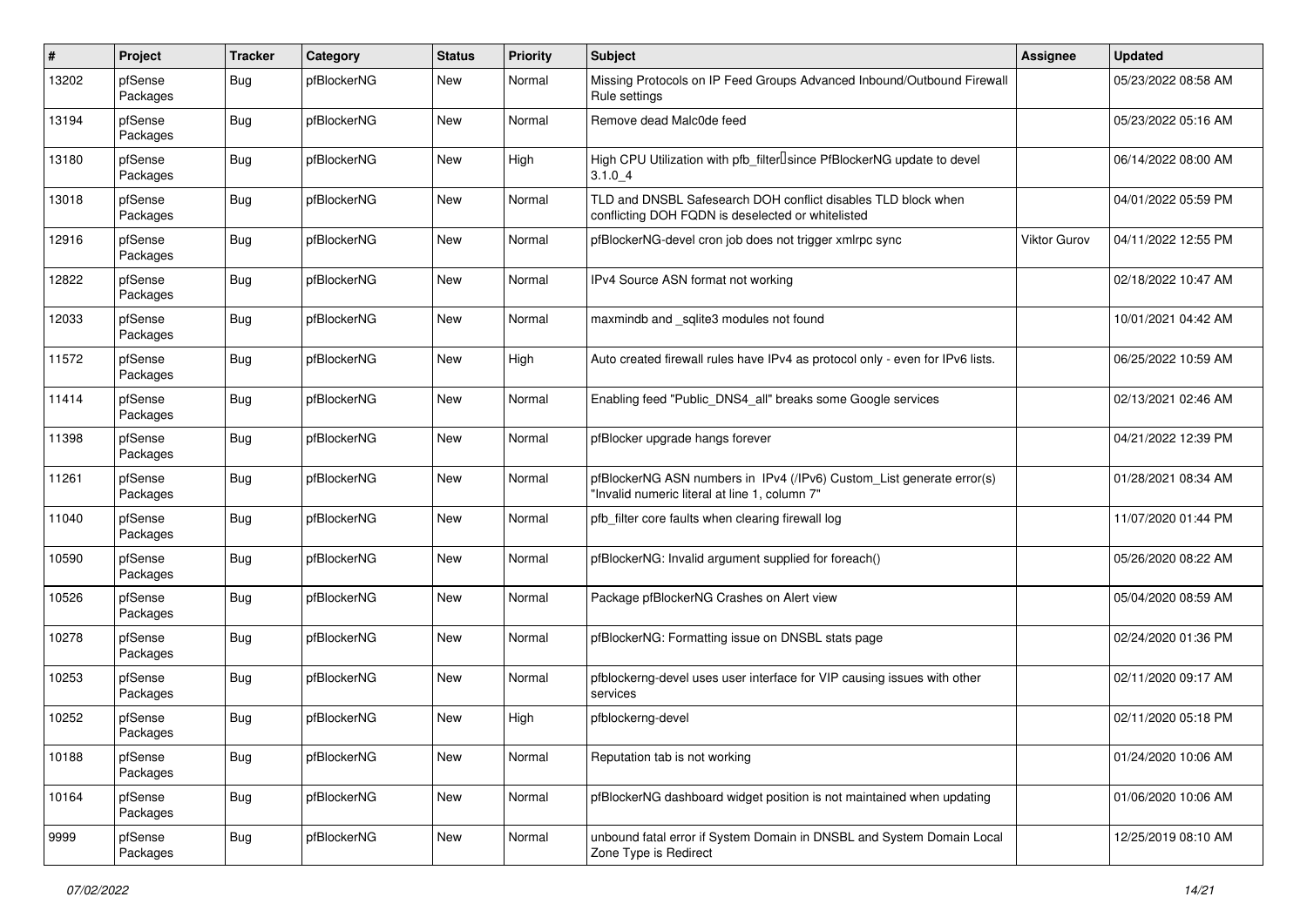| # | Project | Tracker | Category | Status | Priority | Subject | Assignee | Updated |
|---|---|---|---|---|---|---|---|---|
| 13202 | pfSense Packages | Bug | pfBlockerNG | New | Normal | Missing Protocols on IP Feed Groups Advanced Inbound/Outbound Firewall Rule settings | | 05/23/2022 08:58 AM |
| 13194 | pfSense Packages | Bug | pfBlockerNG | New | Normal | Remove dead Malc0de feed | | 05/23/2022 05:16 AM |
| 13180 | pfSense Packages | Bug | pfBlockerNG | New | High | High CPU Utilization with pfb_filter since PfBlockerNG update to devel 3.1.0_4 | | 06/14/2022 08:00 AM |
| 13018 | pfSense Packages | Bug | pfBlockerNG | New | Normal | TLD and DNSBL Safesearch DOH conflict disables TLD block when conflicting DOH FQDN is deselected or whitelisted | | 04/01/2022 05:59 PM |
| 12916 | pfSense Packages | Bug | pfBlockerNG | New | Normal | pfBlockerNG-devel cron job does not trigger xmlrpc sync | Viktor Gurov | 04/11/2022 12:55 PM |
| 12822 | pfSense Packages | Bug | pfBlockerNG | New | Normal | IPv4 Source ASN format not working | | 02/18/2022 10:47 AM |
| 12033 | pfSense Packages | Bug | pfBlockerNG | New | Normal | maxmindb and _sqlite3 modules not found | | 10/01/2021 04:42 AM |
| 11572 | pfSense Packages | Bug | pfBlockerNG | New | High | Auto created firewall rules have IPv4 as protocol only - even for IPv6 lists. | | 06/25/2022 10:59 AM |
| 11414 | pfSense Packages | Bug | pfBlockerNG | New | Normal | Enabling feed "Public_DNS4_all" breaks some Google services | | 02/13/2021 02:46 AM |
| 11398 | pfSense Packages | Bug | pfBlockerNG | New | Normal | pfBlocker upgrade hangs forever | | 04/21/2022 12:39 PM |
| 11261 | pfSense Packages | Bug | pfBlockerNG | New | Normal | pfBlockerNG ASN numbers in IPv4 (/IPv6) Custom_List generate error(s) "Invalid numeric literal at line 1, column 7" | | 01/28/2021 08:34 AM |
| 11040 | pfSense Packages | Bug | pfBlockerNG | New | Normal | pfb_filter core faults when clearing firewall log | | 11/07/2020 01:44 PM |
| 10590 | pfSense Packages | Bug | pfBlockerNG | New | Normal | pfBlockerNG: Invalid argument supplied for foreach() | | 05/26/2020 08:22 AM |
| 10526 | pfSense Packages | Bug | pfBlockerNG | New | Normal | Package pfBlockerNG Crashes on Alert view | | 05/04/2020 08:59 AM |
| 10278 | pfSense Packages | Bug | pfBlockerNG | New | Normal | pfBlockerNG: Formatting issue on DNSBL stats page | | 02/24/2020 01:36 PM |
| 10253 | pfSense Packages | Bug | pfBlockerNG | New | Normal | pfblockerng-devel uses user interface for VIP causing issues with other services | | 02/11/2020 09:17 AM |
| 10252 | pfSense Packages | Bug | pfBlockerNG | New | High | pfblockerng-devel | | 02/11/2020 05:18 PM |
| 10188 | pfSense Packages | Bug | pfBlockerNG | New | Normal | Reputation tab is not working | | 01/24/2020 10:06 AM |
| 10164 | pfSense Packages | Bug | pfBlockerNG | New | Normal | pfBlockerNG dashboard widget position is not maintained when updating | | 01/06/2020 10:06 AM |
| 9999 | pfSense Packages | Bug | pfBlockerNG | New | Normal | unbound fatal error if System Domain in DNSBL and System Domain Local Zone Type is Redirect | | 12/25/2019 08:10 AM |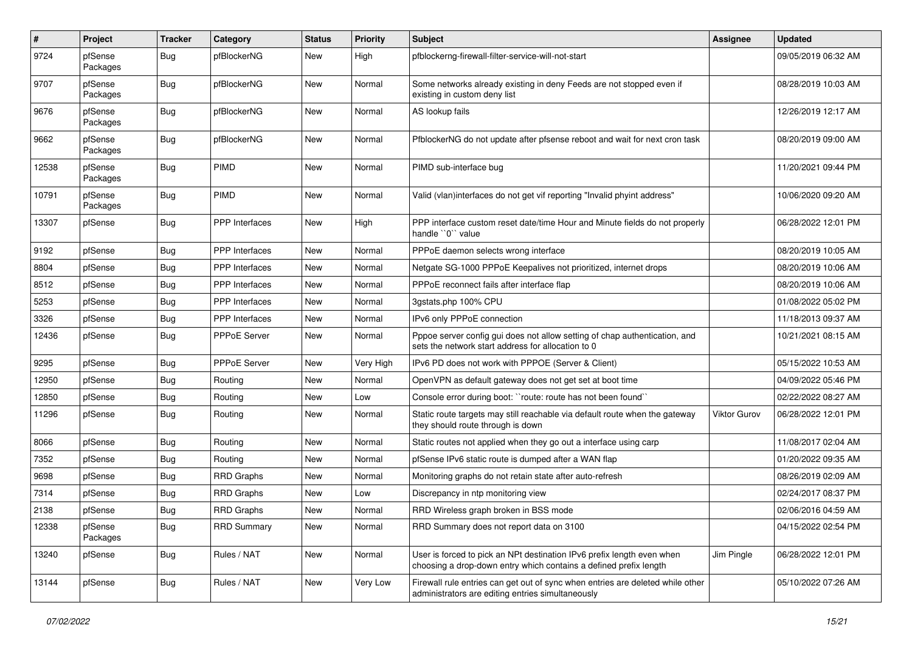| # | Project | Tracker | Category | Status | Priority | Subject | Assignee | Updated |
|---|---|---|---|---|---|---|---|---|
| 9724 | pfSense Packages | Bug | pfBlockerNG | New | High | pfblockerng-firewall-filter-service-will-not-start | | 09/05/2019 06:32 AM |
| 9707 | pfSense Packages | Bug | pfBlockerNG | New | Normal | Some networks already existing in deny Feeds are not stopped even if existing in custom deny list | | 08/28/2019 10:03 AM |
| 9676 | pfSense Packages | Bug | pfBlockerNG | New | Normal | AS lookup fails | | 12/26/2019 12:17 AM |
| 9662 | pfSense Packages | Bug | pfBlockerNG | New | Normal | PfblockerNG do not update after pfsense reboot and wait for next cron task | | 08/20/2019 09:00 AM |
| 12538 | pfSense Packages | Bug | PIMD | New | Normal | PIMD sub-interface bug | | 11/20/2021 09:44 PM |
| 10791 | pfSense Packages | Bug | PIMD | New | Normal | Valid (vlan)interfaces do not get vif reporting "Invalid phyint address" | | 10/06/2020 09:20 AM |
| 13307 | pfSense | Bug | PPP Interfaces | New | High | PPP interface custom reset date/time Hour and Minute fields do not properly handle ``0`` value | | 06/28/2022 12:01 PM |
| 9192 | pfSense | Bug | PPP Interfaces | New | Normal | PPPoE daemon selects wrong interface | | 08/20/2019 10:05 AM |
| 8804 | pfSense | Bug | PPP Interfaces | New | Normal | Netgate SG-1000 PPPoE Keepalives not prioritized, internet drops | | 08/20/2019 10:06 AM |
| 8512 | pfSense | Bug | PPP Interfaces | New | Normal | PPPoE reconnect fails after interface flap | | 08/20/2019 10:06 AM |
| 5253 | pfSense | Bug | PPP Interfaces | New | Normal | 3gstats.php 100% CPU | | 01/08/2022 05:02 PM |
| 3326 | pfSense | Bug | PPP Interfaces | New | Normal | IPv6 only PPPoE connection | | 11/18/2013 09:37 AM |
| 12436 | pfSense | Bug | PPPoE Server | New | Normal | Pppoe server config gui does not allow setting of chap authentication, and sets the network start address for allocation to 0 | | 10/21/2021 08:15 AM |
| 9295 | pfSense | Bug | PPPoE Server | New | Very High | IPv6 PD does not work with PPPOE (Server & Client) | | 05/15/2022 10:53 AM |
| 12950 | pfSense | Bug | Routing | New | Normal | OpenVPN as default gateway does not get set at boot time | | 04/09/2022 05:46 PM |
| 12850 | pfSense | Bug | Routing | New | Low | Console error during boot: ``route: route has not been found`` | | 02/22/2022 08:27 AM |
| 11296 | pfSense | Bug | Routing | New | Normal | Static route targets may still reachable via default route when the gateway they should route through is down | Viktor Gurov | 06/28/2022 12:01 PM |
| 8066 | pfSense | Bug | Routing | New | Normal | Static routes not applied when they go out a interface using carp | | 11/08/2017 02:04 AM |
| 7352 | pfSense | Bug | Routing | New | Normal | pfSense IPv6 static route is dumped after a WAN flap | | 01/20/2022 09:35 AM |
| 9698 | pfSense | Bug | RRD Graphs | New | Normal | Monitoring graphs do not retain state after auto-refresh | | 08/26/2019 02:09 AM |
| 7314 | pfSense | Bug | RRD Graphs | New | Low | Discrepancy in ntp monitoring view | | 02/24/2017 08:37 PM |
| 2138 | pfSense | Bug | RRD Graphs | New | Normal | RRD Wireless graph broken in BSS mode | | 02/06/2016 04:59 AM |
| 12338 | pfSense Packages | Bug | RRD Summary | New | Normal | RRD Summary does not report data on 3100 | | 04/15/2022 02:54 PM |
| 13240 | pfSense | Bug | Rules / NAT | New | Normal | User is forced to pick an NPt destination IPv6 prefix length even when choosing a drop-down entry which contains a defined prefix length | Jim Pingle | 06/28/2022 12:01 PM |
| 13144 | pfSense | Bug | Rules / NAT | New | Very Low | Firewall rule entries can get out of sync when entries are deleted while other administrators are editing entries simultaneously | | 05/10/2022 07:26 AM |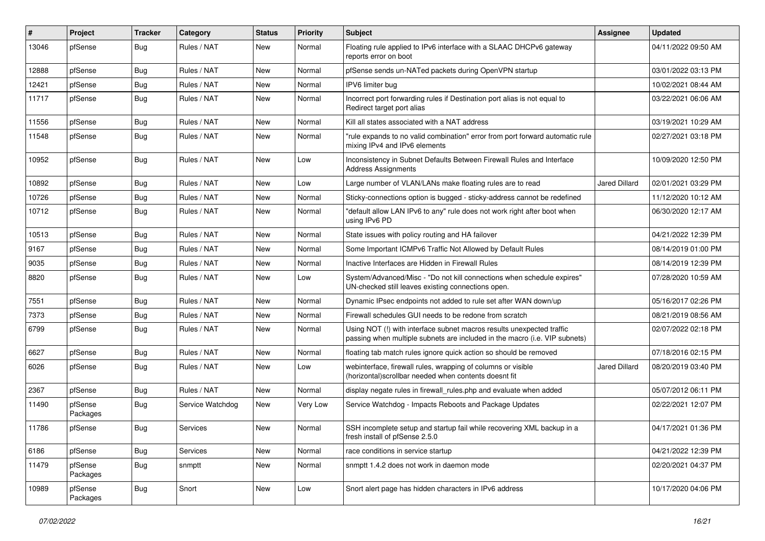| # | Project | Tracker | Category | Status | Priority | Subject | Assignee | Updated |
|---|---|---|---|---|---|---|---|---|
| 13046 | pfSense | Bug | Rules / NAT | New | Normal | Floating rule applied to IPv6 interface with a SLAAC DHCPv6 gateway reports error on boot | | 04/11/2022 09:50 AM |
| 12888 | pfSense | Bug | Rules / NAT | New | Normal | pfSense sends un-NATed packets during OpenVPN startup | | 03/01/2022 03:13 PM |
| 12421 | pfSense | Bug | Rules / NAT | New | Normal | IPV6 limiter bug | | 10/02/2021 08:44 AM |
| 11717 | pfSense | Bug | Rules / NAT | New | Normal | Incorrect port forwarding rules if Destination port alias is not equal to Redirect target port alias | | 03/22/2021 06:06 AM |
| 11556 | pfSense | Bug | Rules / NAT | New | Normal | Kill all states associated with a NAT address | | 03/19/2021 10:29 AM |
| 11548 | pfSense | Bug | Rules / NAT | New | Normal | "rule expands to no valid combination" error from port forward automatic rule mixing IPv4 and IPv6 elements | | 02/27/2021 03:18 PM |
| 10952 | pfSense | Bug | Rules / NAT | New | Low | Inconsistency in Subnet Defaults Between Firewall Rules and Interface Address Assignments | | 10/09/2020 12:50 PM |
| 10892 | pfSense | Bug | Rules / NAT | New | Low | Large number of VLAN/LANs make floating rules are to read | Jared Dillard | 02/01/2021 03:29 PM |
| 10726 | pfSense | Bug | Rules / NAT | New | Normal | Sticky-connections option is bugged - sticky-address cannot be redefined | | 11/12/2020 10:12 AM |
| 10712 | pfSense | Bug | Rules / NAT | New | Normal | "default allow LAN IPv6 to any" rule does not work right after boot when using IPv6 PD | | 06/30/2020 12:17 AM |
| 10513 | pfSense | Bug | Rules / NAT | New | Normal | State issues with policy routing and HA failover | | 04/21/2022 12:39 PM |
| 9167 | pfSense | Bug | Rules / NAT | New | Normal | Some Important ICMPv6 Traffic Not Allowed by Default Rules | | 08/14/2019 01:00 PM |
| 9035 | pfSense | Bug | Rules / NAT | New | Normal | Inactive Interfaces are Hidden in Firewall Rules | | 08/14/2019 12:39 PM |
| 8820 | pfSense | Bug | Rules / NAT | New | Low | System/Advanced/Misc - "Do not kill connections when schedule expires" UN-checked still leaves existing connections open. | | 07/28/2020 10:59 AM |
| 7551 | pfSense | Bug | Rules / NAT | New | Normal | Dynamic IPsec endpoints not added to rule set after WAN down/up | | 05/16/2017 02:26 PM |
| 7373 | pfSense | Bug | Rules / NAT | New | Normal | Firewall schedules GUI needs to be redone from scratch | | 08/21/2019 08:56 AM |
| 6799 | pfSense | Bug | Rules / NAT | New | Normal | Using NOT (!) with interface subnet macros results unexpected traffic passing when multiple subnets are included in the macro (i.e. VIP subnets) | | 02/07/2022 02:18 PM |
| 6627 | pfSense | Bug | Rules / NAT | New | Normal | floating tab match rules ignore quick action so should be removed | | 07/18/2016 02:15 PM |
| 6026 | pfSense | Bug | Rules / NAT | New | Low | webinterface, firewall rules, wrapping of columns or visible (horizontal)scrollbar needed when contents doesnt fit | Jared Dillard | 08/20/2019 03:40 PM |
| 2367 | pfSense | Bug | Rules / NAT | New | Normal | display negate rules in firewall_rules.php and evaluate when added | | 05/07/2012 06:11 PM |
| 11490 | pfSense Packages | Bug | Service Watchdog | New | Very Low | Service Watchdog - Impacts Reboots and Package Updates | | 02/22/2021 12:07 PM |
| 11786 | pfSense | Bug | Services | New | Normal | SSH incomplete setup and startup fail while recovering XML backup in a fresh install of pfSense 2.5.0 | | 04/17/2021 01:36 PM |
| 6186 | pfSense | Bug | Services | New | Normal | race conditions in service startup | | 04/21/2022 12:39 PM |
| 11479 | pfSense Packages | Bug | snmptt | New | Normal | snmptt 1.4.2 does not work in daemon mode | | 02/20/2021 04:37 PM |
| 10989 | pfSense Packages | Bug | Snort | New | Low | Snort alert page has hidden characters in IPv6 address | | 10/17/2020 04:06 PM |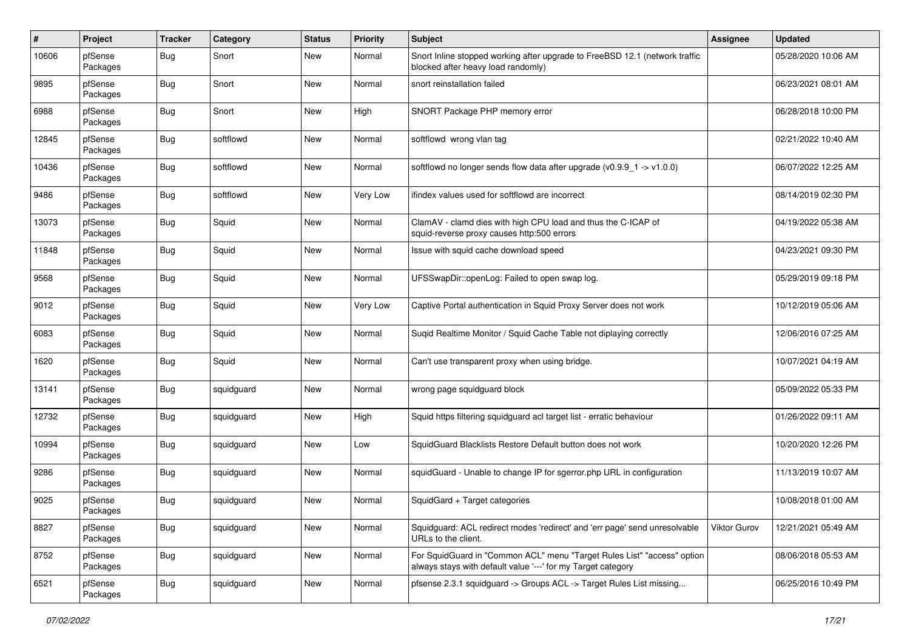| # | Project | Tracker | Category | Status | Priority | Subject | Assignee | Updated |
|---|---|---|---|---|---|---|---|---|
| 10606 | pfSense Packages | Bug | Snort | New | Normal | Snort Inline stopped working after upgrade to FreeBSD 12.1 (network traffic blocked after heavy load randomly) | | 05/28/2020 10:06 AM |
| 9895 | pfSense Packages | Bug | Snort | New | Normal | snort reinstallation failed | | 06/23/2021 08:01 AM |
| 6988 | pfSense Packages | Bug | Snort | New | High | SNORT Package PHP memory error | | 06/28/2018 10:00 PM |
| 12845 | pfSense Packages | Bug | softflowd | New | Normal | softflowd wrong vlan tag | | 02/21/2022 10:40 AM |
| 10436 | pfSense Packages | Bug | softflowd | New | Normal | softflowd no longer sends flow data after upgrade (v0.9.9_1 -> v1.0.0) | | 06/07/2022 12:25 AM |
| 9486 | pfSense Packages | Bug | softflowd | New | Very Low | ifindex values used for softflowd are incorrect | | 08/14/2019 02:30 PM |
| 13073 | pfSense Packages | Bug | Squid | New | Normal | ClamAV - clamd dies with high CPU load and thus the C-ICAP of squid-reverse proxy causes http:500 errors | | 04/19/2022 05:38 AM |
| 11848 | pfSense Packages | Bug | Squid | New | Normal | Issue with squid cache download speed | | 04/23/2021 09:30 PM |
| 9568 | pfSense Packages | Bug | Squid | New | Normal | UFSSwapDir::openLog: Failed to open swap log. | | 05/29/2019 09:18 PM |
| 9012 | pfSense Packages | Bug | Squid | New | Very Low | Captive Portal authentication in Squid Proxy Server does not work | | 10/12/2019 05:06 AM |
| 6083 | pfSense Packages | Bug | Squid | New | Normal | Suqid Realtime Monitor / Squid Cache Table not diplaying correctly | | 12/06/2016 07:25 AM |
| 1620 | pfSense Packages | Bug | Squid | New | Normal | Can't use transparent proxy when using bridge. | | 10/07/2021 04:19 AM |
| 13141 | pfSense Packages | Bug | squidguard | New | Normal | wrong page squidguard block | | 05/09/2022 05:33 PM |
| 12732 | pfSense Packages | Bug | squidguard | New | High | Squid https filtering squidguard acl target list - erratic behaviour | | 01/26/2022 09:11 AM |
| 10994 | pfSense Packages | Bug | squidguard | New | Low | SquidGuard Blacklists Restore Default button does not work | | 10/20/2020 12:26 PM |
| 9286 | pfSense Packages | Bug | squidguard | New | Normal | squidGuard - Unable to change IP for sgerror.php URL in configuration | | 11/13/2019 10:07 AM |
| 9025 | pfSense Packages | Bug | squidguard | New | Normal | SquidGard + Target categories | | 10/08/2018 01:00 AM |
| 8827 | pfSense Packages | Bug | squidguard | New | Normal | Squidguard: ACL redirect modes 'redirect' and 'err page' send unresolvable URLs to the client. | Viktor Gurov | 12/21/2021 05:49 AM |
| 8752 | pfSense Packages | Bug | squidguard | New | Normal | For SquidGuard in "Common ACL" menu "Target Rules List" "access" option always stays with default value '---' for my Target category | | 08/06/2018 05:53 AM |
| 6521 | pfSense Packages | Bug | squidguard | New | Normal | pfsense 2.3.1 squidguard -> Groups ACL -> Target Rules List missing... | | 06/25/2016 10:49 PM |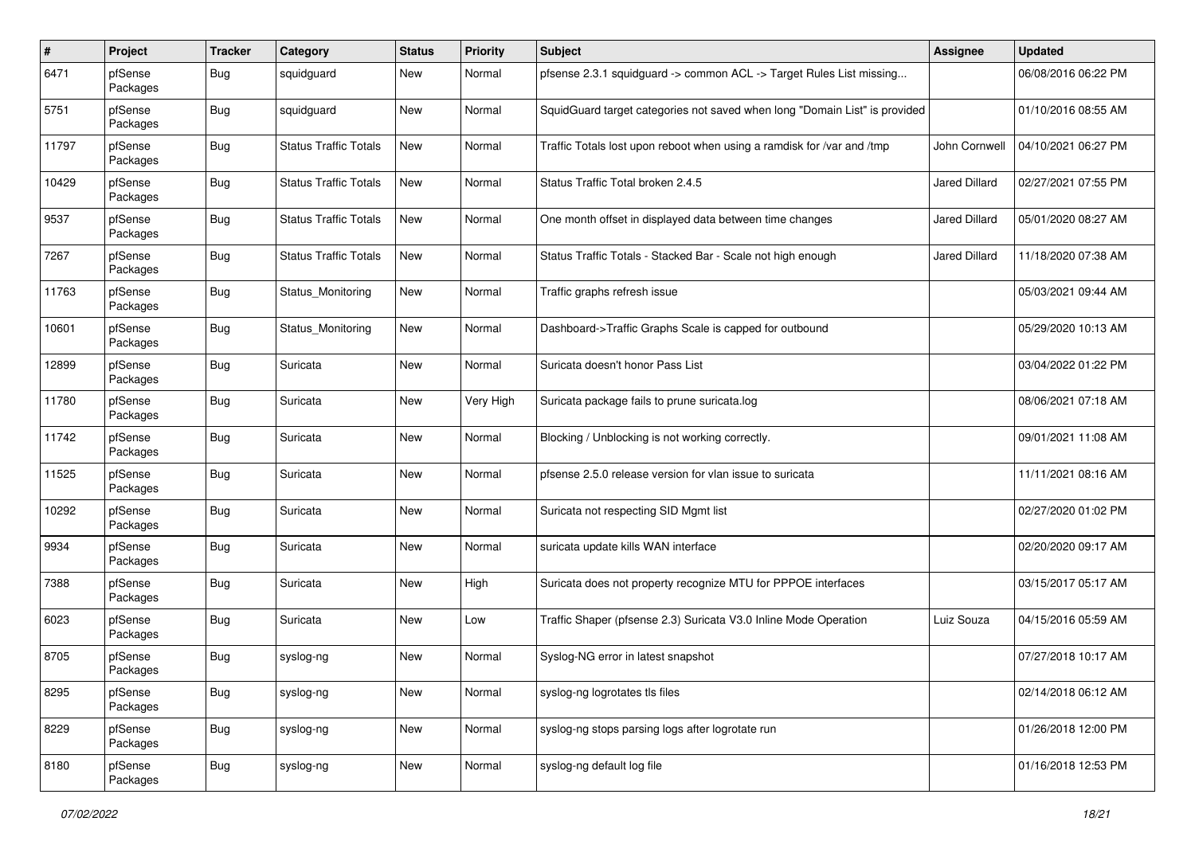| # | Project | Tracker | Category | Status | Priority | Subject | Assignee | Updated |
|---|---|---|---|---|---|---|---|---|
| 6471 | pfSense Packages | Bug | squidguard | New | Normal | pfsense 2.3.1 squidguard -> common ACL -> Target Rules List missing... | | 06/08/2016 06:22 PM |
| 5751 | pfSense Packages | Bug | squidguard | New | Normal | SquidGuard target categories not saved when long "Domain List" is provided | | 01/10/2016 08:55 AM |
| 11797 | pfSense Packages | Bug | Status Traffic Totals | New | Normal | Traffic Totals lost upon reboot when using a ramdisk for /var and /tmp | John Cornwell | 04/10/2021 06:27 PM |
| 10429 | pfSense Packages | Bug | Status Traffic Totals | New | Normal | Status Traffic Total broken 2.4.5 | Jared Dillard | 02/27/2021 07:55 PM |
| 9537 | pfSense Packages | Bug | Status Traffic Totals | New | Normal | One month offset in displayed data between time changes | Jared Dillard | 05/01/2020 08:27 AM |
| 7267 | pfSense Packages | Bug | Status Traffic Totals | New | Normal | Status Traffic Totals - Stacked Bar - Scale not high enough | Jared Dillard | 11/18/2020 07:38 AM |
| 11763 | pfSense Packages | Bug | Status_Monitoring | New | Normal | Traffic graphs refresh issue | | 05/03/2021 09:44 AM |
| 10601 | pfSense Packages | Bug | Status_Monitoring | New | Normal | Dashboard->Traffic Graphs Scale is capped for outbound | | 05/29/2020 10:13 AM |
| 12899 | pfSense Packages | Bug | Suricata | New | Normal | Suricata doesn't honor Pass List | | 03/04/2022 01:22 PM |
| 11780 | pfSense Packages | Bug | Suricata | New | Very High | Suricata package fails to prune suricata.log | | 08/06/2021 07:18 AM |
| 11742 | pfSense Packages | Bug | Suricata | New | Normal | Blocking / Unblocking is not working correctly. | | 09/01/2021 11:08 AM |
| 11525 | pfSense Packages | Bug | Suricata | New | Normal | pfsense 2.5.0 release version for vlan issue to suricata | | 11/11/2021 08:16 AM |
| 10292 | pfSense Packages | Bug | Suricata | New | Normal | Suricata not respecting SID Mgmt list | | 02/27/2020 01:02 PM |
| 9934 | pfSense Packages | Bug | Suricata | New | Normal | suricata update kills WAN interface | | 02/20/2020 09:17 AM |
| 7388 | pfSense Packages | Bug | Suricata | New | High | Suricata does not property recognize MTU for PPPOE interfaces | | 03/15/2017 05:17 AM |
| 6023 | pfSense Packages | Bug | Suricata | New | Low | Traffic Shaper (pfsense 2.3) Suricata V3.0 Inline Mode Operation | Luiz Souza | 04/15/2016 05:59 AM |
| 8705 | pfSense Packages | Bug | syslog-ng | New | Normal | Syslog-NG error in latest snapshot | | 07/27/2018 10:17 AM |
| 8295 | pfSense Packages | Bug | syslog-ng | New | Normal | syslog-ng logrotates tls files | | 02/14/2018 06:12 AM |
| 8229 | pfSense Packages | Bug | syslog-ng | New | Normal | syslog-ng stops parsing logs after logrotate run | | 01/26/2018 12:00 PM |
| 8180 | pfSense Packages | Bug | syslog-ng | New | Normal | syslog-ng default log file | | 01/16/2018 12:53 PM |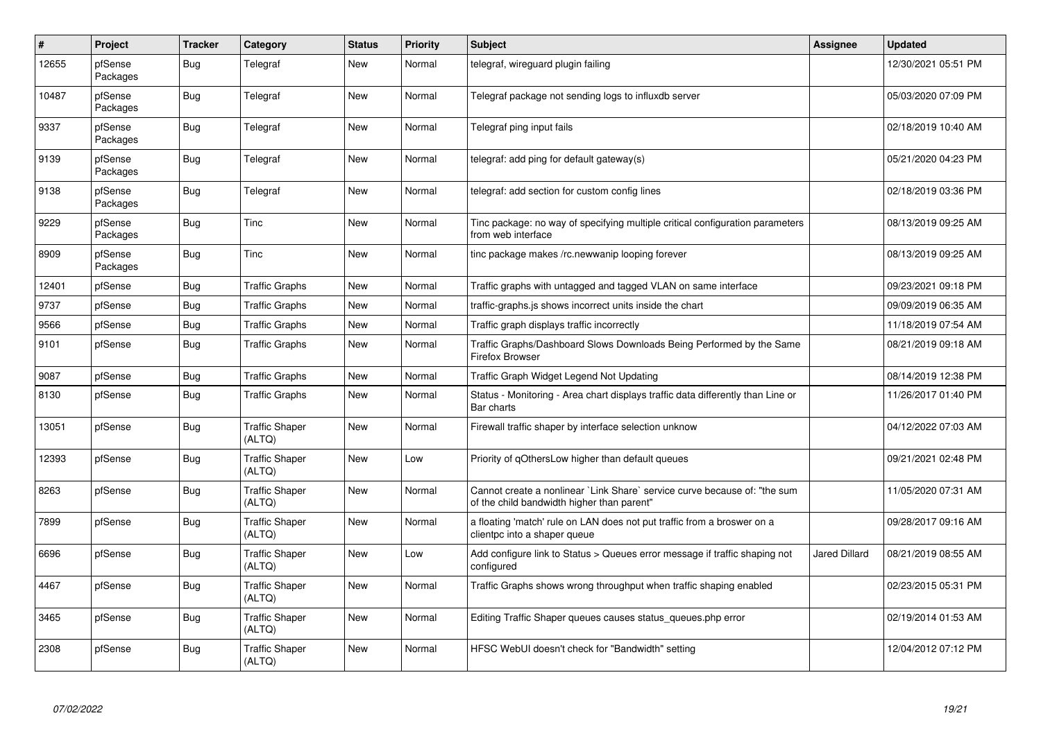| # | Project | Tracker | Category | Status | Priority | Subject | Assignee | Updated |
|---|---|---|---|---|---|---|---|---|
| 12655 | pfSense Packages | Bug | Telegraf | New | Normal | telegraf, wireguard plugin failing | | 12/30/2021 05:51 PM |
| 10487 | pfSense Packages | Bug | Telegraf | New | Normal | Telegraf package not sending logs to influxdb server | | 05/03/2020 07:09 PM |
| 9337 | pfSense Packages | Bug | Telegraf | New | Normal | Telegraf ping input fails | | 02/18/2019 10:40 AM |
| 9139 | pfSense Packages | Bug | Telegraf | New | Normal | telegraf: add ping for default gateway(s) | | 05/21/2020 04:23 PM |
| 9138 | pfSense Packages | Bug | Telegraf | New | Normal | telegraf: add section for custom config lines | | 02/18/2019 03:36 PM |
| 9229 | pfSense Packages | Bug | Tinc | New | Normal | Tinc package: no way of specifying multiple critical configuration parameters from web interface | | 08/13/2019 09:25 AM |
| 8909 | pfSense Packages | Bug | Tinc | New | Normal | tinc package makes /rc.newwanip looping forever | | 08/13/2019 09:25 AM |
| 12401 | pfSense | Bug | Traffic Graphs | New | Normal | Traffic graphs with untagged and tagged VLAN on same interface | | 09/23/2021 09:18 PM |
| 9737 | pfSense | Bug | Traffic Graphs | New | Normal | traffic-graphs.js shows incorrect units inside the chart | | 09/09/2019 06:35 AM |
| 9566 | pfSense | Bug | Traffic Graphs | New | Normal | Traffic graph displays traffic incorrectly | | 11/18/2019 07:54 AM |
| 9101 | pfSense | Bug | Traffic Graphs | New | Normal | Traffic Graphs/Dashboard Slows Downloads Being Performed by the Same Firefox Browser | | 08/21/2019 09:18 AM |
| 9087 | pfSense | Bug | Traffic Graphs | New | Normal | Traffic Graph Widget Legend Not Updating | | 08/14/2019 12:38 PM |
| 8130 | pfSense | Bug | Traffic Graphs | New | Normal | Status - Monitoring - Area chart displays traffic data differently than Line or Bar charts | | 11/26/2017 01:40 PM |
| 13051 | pfSense | Bug | Traffic Shaper (ALTQ) | New | Normal | Firewall traffic shaper by interface selection unknow | | 04/12/2022 07:03 AM |
| 12393 | pfSense | Bug | Traffic Shaper (ALTQ) | New | Low | Priority of qOthersLow higher than default queues | | 09/21/2021 02:48 PM |
| 8263 | pfSense | Bug | Traffic Shaper (ALTQ) | New | Normal | Cannot create a nonlinear `Link Share` service curve because of: "the sum of the child bandwidth higher than parent" | | 11/05/2020 07:31 AM |
| 7899 | pfSense | Bug | Traffic Shaper (ALTQ) | New | Normal | a floating 'match' rule on LAN does not put traffic from a broswer on a clientpc into a shaper queue | | 09/28/2017 09:16 AM |
| 6696 | pfSense | Bug | Traffic Shaper (ALTQ) | New | Low | Add configure link to Status > Queues error message if traffic shaping not configured | Jared Dillard | 08/21/2019 08:55 AM |
| 4467 | pfSense | Bug | Traffic Shaper (ALTQ) | New | Normal | Traffic Graphs shows wrong throughput when traffic shaping enabled | | 02/23/2015 05:31 PM |
| 3465 | pfSense | Bug | Traffic Shaper (ALTQ) | New | Normal | Editing Traffic Shaper queues causes status_queues.php error | | 02/19/2014 01:53 AM |
| 2308 | pfSense | Bug | Traffic Shaper (ALTQ) | New | Normal | HFSC WebUI doesn't check for "Bandwidth" setting | | 12/04/2012 07:12 PM |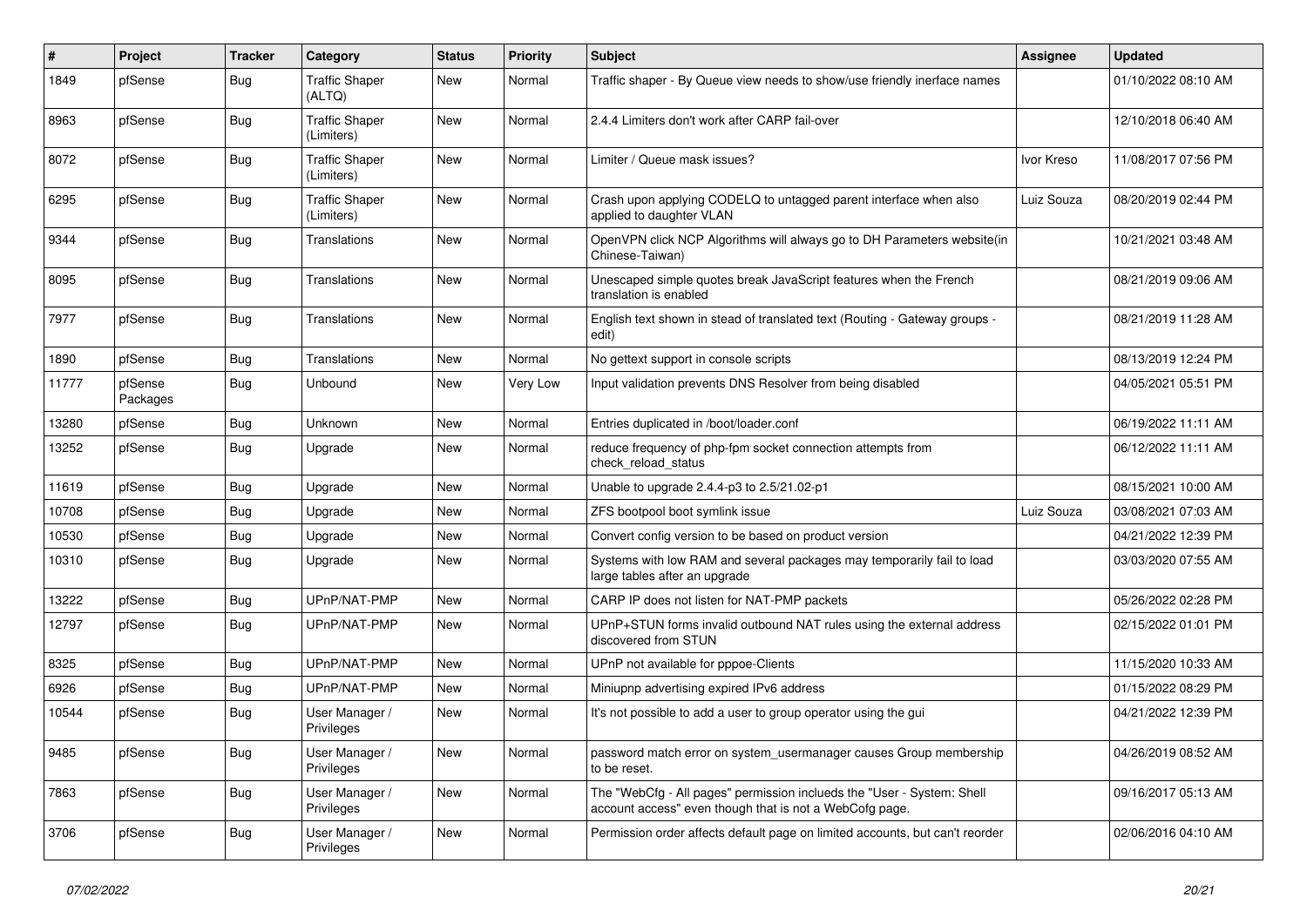| # | Project | Tracker | Category | Status | Priority | Subject | Assignee | Updated |
|---|---|---|---|---|---|---|---|---|
| 1849 | pfSense | Bug | Traffic Shaper (ALTQ) | New | Normal | Traffic shaper - By Queue view needs to show/use friendly inerface names | | 01/10/2022 08:10 AM |
| 8963 | pfSense | Bug | Traffic Shaper (Limiters) | New | Normal | 2.4.4 Limiters don't work after CARP fail-over | | 12/10/2018 06:40 AM |
| 8072 | pfSense | Bug | Traffic Shaper (Limiters) | New | Normal | Limiter / Queue mask issues? | Ivor Kreso | 11/08/2017 07:56 PM |
| 6295 | pfSense | Bug | Traffic Shaper (Limiters) | New | Normal | Crash upon applying CODELQ to untagged parent interface when also applied to daughter VLAN | Luiz Souza | 08/20/2019 02:44 PM |
| 9344 | pfSense | Bug | Translations | New | Normal | OpenVPN click NCP Algorithms will always go to DH Parameters website(in Chinese-Taiwan) | | 10/21/2021 03:48 AM |
| 8095 | pfSense | Bug | Translations | New | Normal | Unescaped simple quotes break JavaScript features when the French translation is enabled | | 08/21/2019 09:06 AM |
| 7977 | pfSense | Bug | Translations | New | Normal | English text shown in stead of translated text (Routing - Gateway groups - edit) | | 08/21/2019 11:28 AM |
| 1890 | pfSense | Bug | Translations | New | Normal | No gettext support in console scripts | | 08/13/2019 12:24 PM |
| 11777 | pfSense Packages | Bug | Unbound | New | Very Low | Input validation prevents DNS Resolver from being disabled | | 04/05/2021 05:51 PM |
| 13280 | pfSense | Bug | Unknown | New | Normal | Entries duplicated in /boot/loader.conf | | 06/19/2022 11:11 AM |
| 13252 | pfSense | Bug | Upgrade | New | Normal | reduce frequency of php-fpm socket connection attempts from check_reload_status | | 06/12/2022 11:11 AM |
| 11619 | pfSense | Bug | Upgrade | New | Normal | Unable to upgrade 2.4.4-p3 to 2.5/21.02-p1 | | 08/15/2021 10:00 AM |
| 10708 | pfSense | Bug | Upgrade | New | Normal | ZFS bootpool boot symlink issue | Luiz Souza | 03/08/2021 07:03 AM |
| 10530 | pfSense | Bug | Upgrade | New | Normal | Convert config version to be based on product version | | 04/21/2022 12:39 PM |
| 10310 | pfSense | Bug | Upgrade | New | Normal | Systems with low RAM and several packages may temporarily fail to load large tables after an upgrade | | 03/03/2020 07:55 AM |
| 13222 | pfSense | Bug | UPnP/NAT-PMP | New | Normal | CARP IP does not listen for NAT-PMP packets | | 05/26/2022 02:28 PM |
| 12797 | pfSense | Bug | UPnP/NAT-PMP | New | Normal | UPnP+STUN forms invalid outbound NAT rules using the external address discovered from STUN | | 02/15/2022 01:01 PM |
| 8325 | pfSense | Bug | UPnP/NAT-PMP | New | Normal | UPnP not available for pppoe-Clients | | 11/15/2020 10:33 AM |
| 6926 | pfSense | Bug | UPnP/NAT-PMP | New | Normal | Miniupnp advertising expired IPv6 address | | 01/15/2022 08:29 PM |
| 10544 | pfSense | Bug | User Manager / Privileges | New | Normal | It's not possible to add a user to group operator using the gui | | 04/21/2022 12:39 PM |
| 9485 | pfSense | Bug | User Manager / Privileges | New | Normal | password match error on system_usermanager causes Group membership to be reset. | | 04/26/2019 08:52 AM |
| 7863 | pfSense | Bug | User Manager / Privileges | New | Normal | The "WebCfg - All pages" permission inclueds the "User - System: Shell account access" even though that is not a WebCofg page. | | 09/16/2017 05:13 AM |
| 3706 | pfSense | Bug | User Manager / Privileges | New | Normal | Permission order affects default page on limited accounts, but can't reorder | | 02/06/2016 04:10 AM |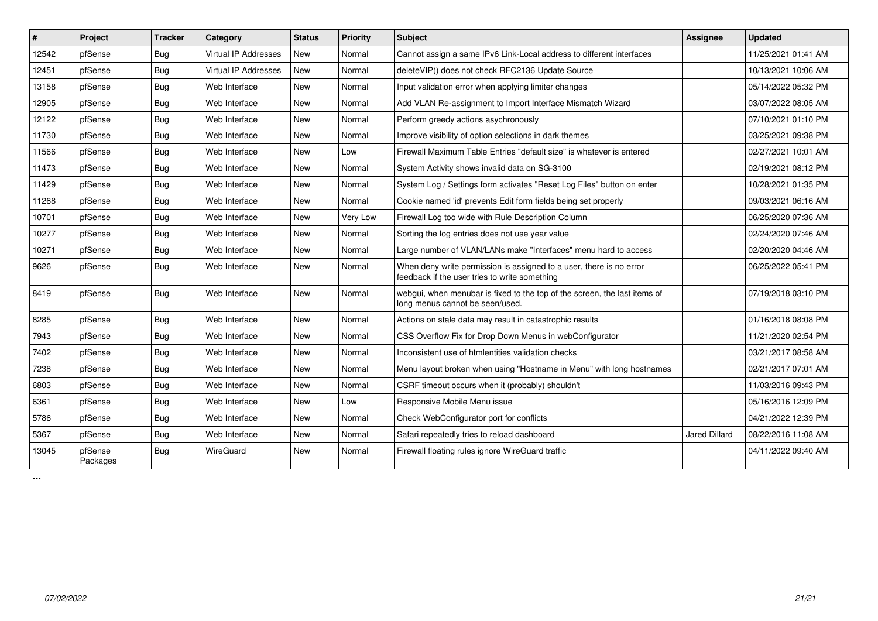| # | Project | Tracker | Category | Status | Priority | Subject | Assignee | Updated |
|---|---|---|---|---|---|---|---|---|
| 12542 | pfSense | Bug | Virtual IP Addresses | New | Normal | Cannot assign a same IPv6 Link-Local address to different interfaces | | 11/25/2021 01:41 AM |
| 12451 | pfSense | Bug | Virtual IP Addresses | New | Normal | deleteVIP() does not check RFC2136 Update Source | | 10/13/2021 10:06 AM |
| 13158 | pfSense | Bug | Web Interface | New | Normal | Input validation error when applying limiter changes | | 05/14/2022 05:32 PM |
| 12905 | pfSense | Bug | Web Interface | New | Normal | Add VLAN Re-assignment to Import Interface Mismatch Wizard | | 03/07/2022 08:05 AM |
| 12122 | pfSense | Bug | Web Interface | New | Normal | Perform greedy actions asychronously | | 07/10/2021 01:10 PM |
| 11730 | pfSense | Bug | Web Interface | New | Normal | Improve visibility of option selections in dark themes | | 03/25/2021 09:38 PM |
| 11566 | pfSense | Bug | Web Interface | New | Low | Firewall Maximum Table Entries "default size" is whatever is entered | | 02/27/2021 10:01 AM |
| 11473 | pfSense | Bug | Web Interface | New | Normal | System Activity shows invalid data on SG-3100 | | 02/19/2021 08:12 PM |
| 11429 | pfSense | Bug | Web Interface | New | Normal | System Log / Settings form activates "Reset Log Files" button on enter | | 10/28/2021 01:35 PM |
| 11268 | pfSense | Bug | Web Interface | New | Normal | Cookie named 'id' prevents Edit form fields being set properly | | 09/03/2021 06:16 AM |
| 10701 | pfSense | Bug | Web Interface | New | Very Low | Firewall Log too wide with Rule Description Column | | 06/25/2020 07:36 AM |
| 10277 | pfSense | Bug | Web Interface | New | Normal | Sorting the log entries does not use year value | | 02/24/2020 07:46 AM |
| 10271 | pfSense | Bug | Web Interface | New | Normal | Large number of VLAN/LANs make "Interfaces" menu hard to access | | 02/20/2020 04:46 AM |
| 9626 | pfSense | Bug | Web Interface | New | Normal | When deny write permission is assigned to a user, there is no error feedback if the user tries to write something | | 06/25/2022 05:41 PM |
| 8419 | pfSense | Bug | Web Interface | New | Normal | webgui, when menubar is fixed to the top of the screen, the last items of long menus cannot be seen/used. | | 07/19/2018 03:10 PM |
| 8285 | pfSense | Bug | Web Interface | New | Normal | Actions on stale data may result in catastrophic results | | 01/16/2018 08:08 PM |
| 7943 | pfSense | Bug | Web Interface | New | Normal | CSS Overflow Fix for Drop Down Menus in webConfigurator | | 11/21/2020 02:54 PM |
| 7402 | pfSense | Bug | Web Interface | New | Normal | Inconsistent use of htmlentities validation checks | | 03/21/2017 08:58 AM |
| 7238 | pfSense | Bug | Web Interface | New | Normal | Menu layout broken when using "Hostname in Menu" with long hostnames | | 02/21/2017 07:01 AM |
| 6803 | pfSense | Bug | Web Interface | New | Normal | CSRF timeout occurs when it (probably) shouldn't | | 11/03/2016 09:43 PM |
| 6361 | pfSense | Bug | Web Interface | New | Low | Responsive Mobile Menu issue | | 05/16/2016 12:09 PM |
| 5786 | pfSense | Bug | Web Interface | New | Normal | Check WebConfigurator port for conflicts | | 04/21/2022 12:39 PM |
| 5367 | pfSense | Bug | Web Interface | New | Normal | Safari repeatedly tries to reload dashboard | Jared Dillard | 08/22/2016 11:08 AM |
| 13045 | pfSense Packages | Bug | WireGuard | New | Normal | Firewall floating rules ignore WireGuard traffic | | 04/11/2022 09:40 AM |

...